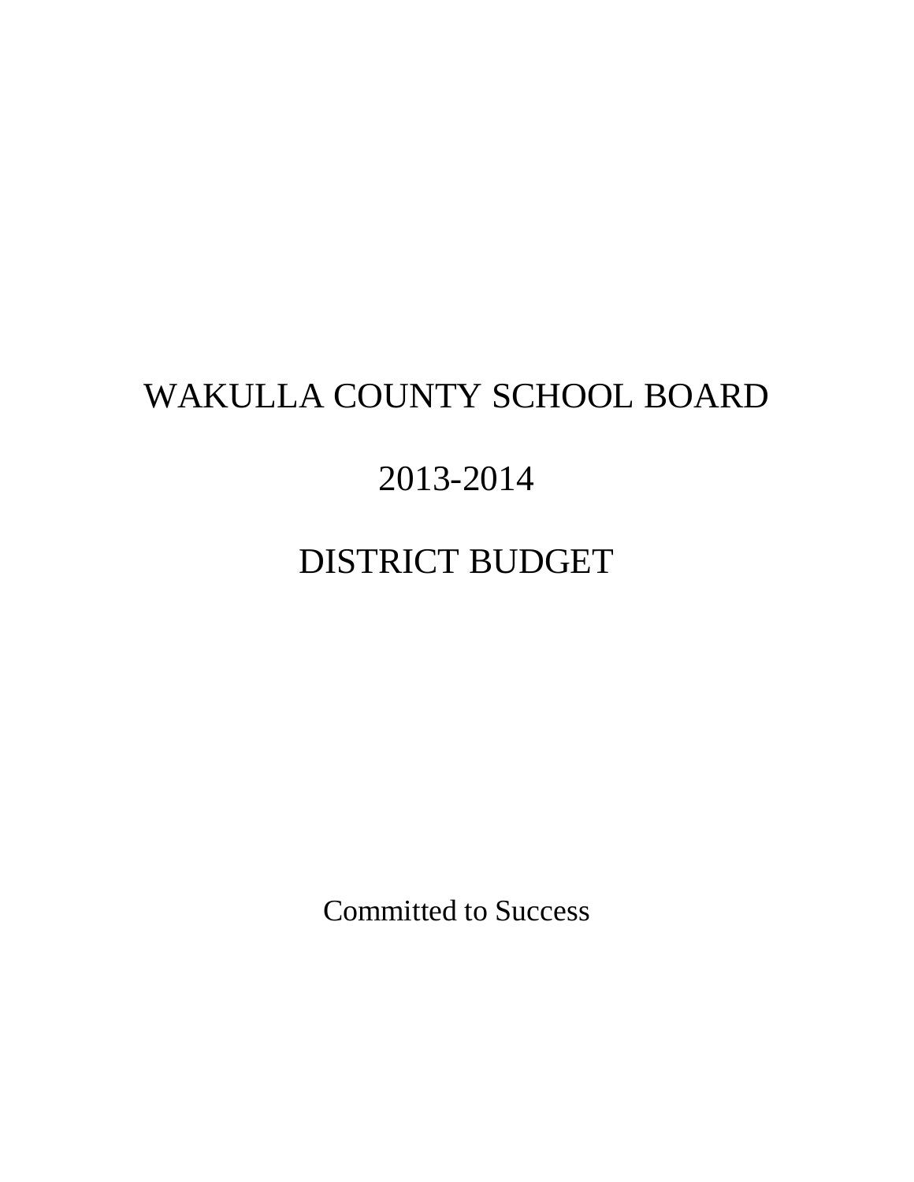# WAKULLA COUNTY SCHOOL BOARD

# 2013-2014

# DISTRICT BUDGET

Committed to Success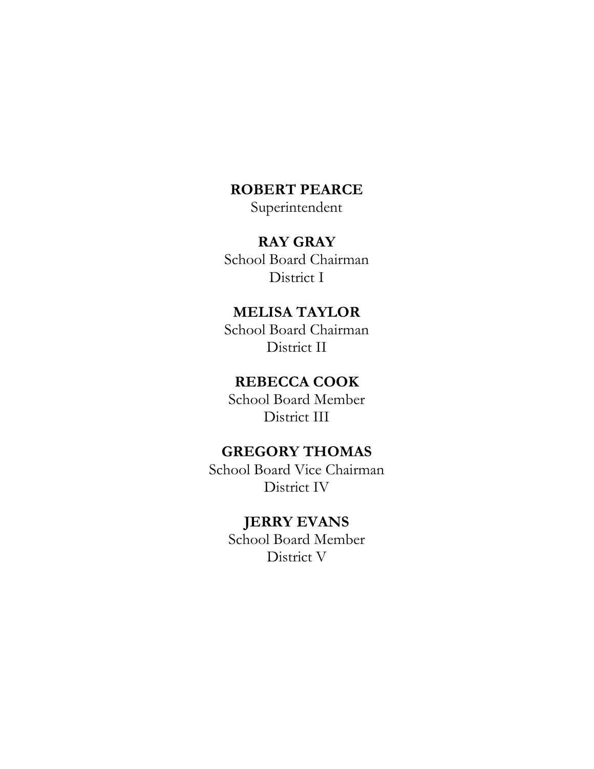**ROBERT PEARCE**
Superintendent

**RAY GRAY**
School Board Chairman
District I

**MELISA TAYLOR**
School Board Chairman
District II

**REBECCA COOK**
School Board Member
District III

**GREGORY THOMAS**
School Board Vice Chairman
District IV

**JERRY EVANS**
School Board Member
District V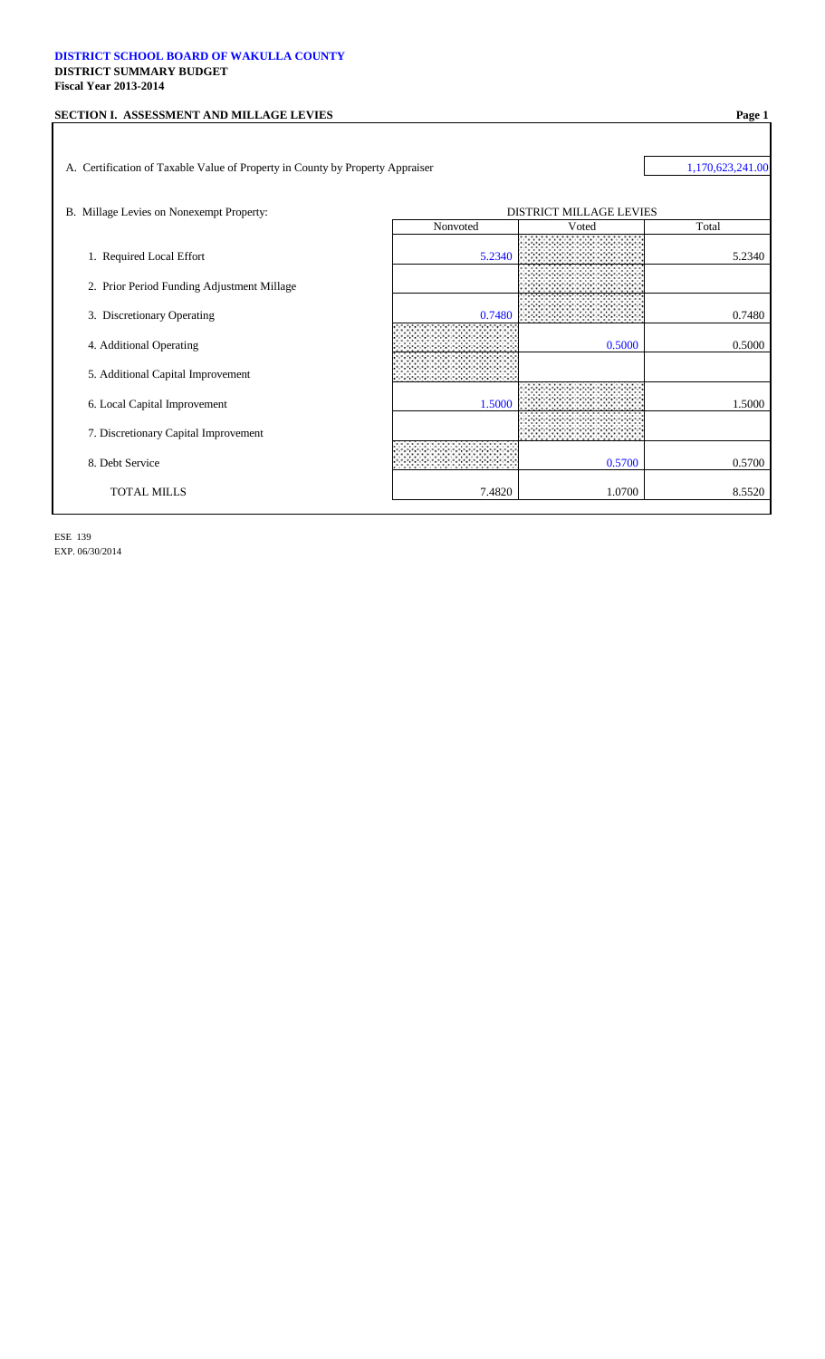**DISTRICT SCHOOL BOARD OF WAKULLA COUNTY**
**DISTRICT SUMMARY BUDGET**
**Fiscal Year 2013-2014**

**SECTION I. ASSESSMENT AND MILLAGE LEVIES**

A. Certification of Taxable Value of Property in County by Property Appraiser: 1,170,623,241.00

B. Millage Levies on Nonexempt Property:

| | DISTRICT MILLAGE LEVIES | | |
|---|---|---|---|
| | Nonvoted | Voted | Total |
| 1. Required Local Effort | 5.2340 | | 5.2340 |
| 2. Prior Period Funding Adjustment Millage | | | |
| 3. Discretionary Operating | 0.7480 | | 0.7480 |
| 4. Additional Operating | | 0.5000 | 0.5000 |
| 5. Additional Capital Improvement | | | |
| 6. Local Capital Improvement | 1.5000 | | 1.5000 |
| 7. Discretionary Capital Improvement | | | |
| 8. Debt Service | | 0.5700 | 0.5700 |
| TOTAL MILLS | 7.4820 | 1.0700 | 8.5520 |

ESE 139
EXP. 06/30/2014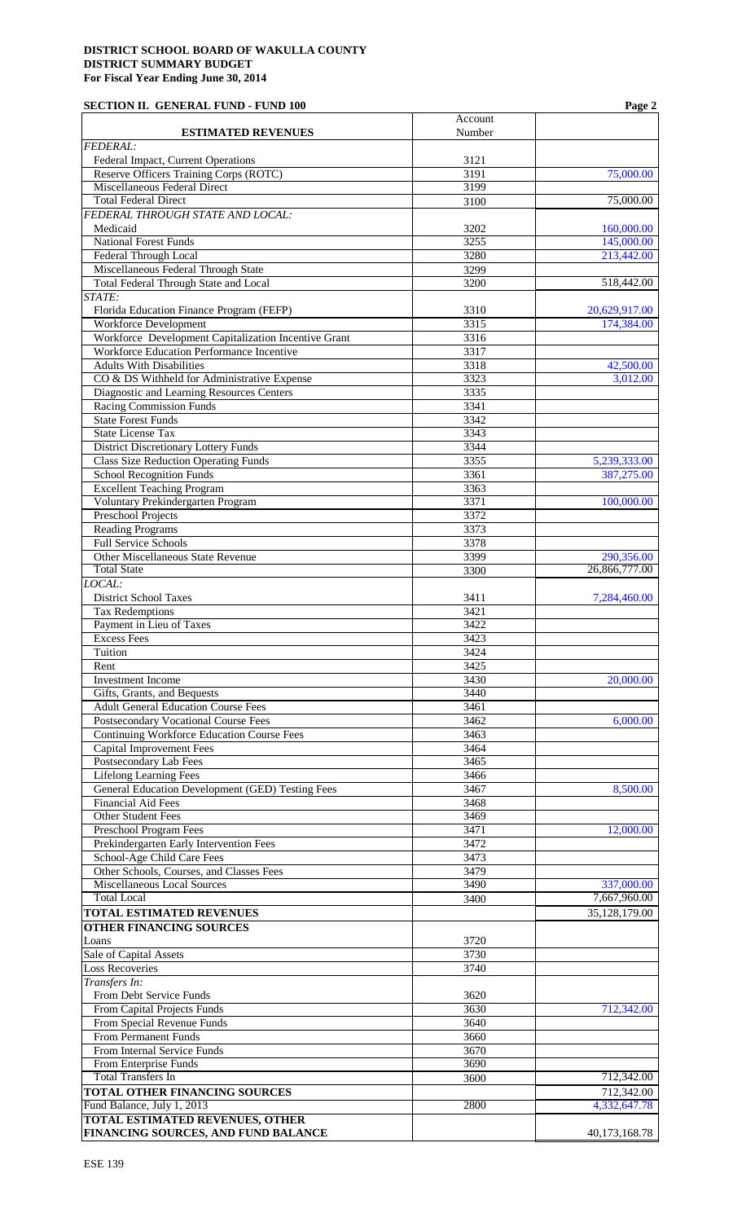**DISTRICT SCHOOL BOARD OF WAKULLA COUNTY**
**DISTRICT SUMMARY BUDGET**
**For Fiscal Year Ending June 30, 2014**

**SECTION II. GENERAL FUND - FUND 100**

| ESTIMATED REVENUES | Account Number | |
|---|---|---|
| *FEDERAL:* | | |
| Federal Impact, Current Operations | 3121 | |
| Reserve Officers Training Corps (ROTC) | 3191 | 75,000.00 |
| Miscellaneous Federal Direct | 3199 | |
| Total Federal Direct | 3100 | 75,000.00 |
| *FEDERAL THROUGH STATE AND LOCAL:* | | |
| Medicaid | 3202 | 160,000.00 |
| National Forest Funds | 3255 | 145,000.00 |
| Federal Through Local | 3280 | 213,442.00 |
| Miscellaneous Federal Through State | 3299 | |
| Total Federal Through State and Local | 3200 | 518,442.00 |
| *STATE:* | | |
| Florida Education Finance Program (FEFP) | 3310 | 20,629,917.00 |
| Workforce Development | 3315 | 174,384.00 |
| Workforce Development Capitalization Incentive Grant | 3316 | |
| Workforce Education Performance Incentive | 3317 | |
| Adults With Disabilities | 3318 | 42,500.00 |
| CO & DS Withheld for Administrative Expense | 3323 | 3,012.00 |
| Diagnostic and Learning Resources Centers | 3335 | |
| Racing Commission Funds | 3341 | |
| State Forest Funds | 3342 | |
| State License Tax | 3343 | |
| District Discretionary Lottery Funds | 3344 | |
| Class Size Reduction Operating Funds | 3355 | 5,239,333.00 |
| School Recognition Funds | 3361 | 387,275.00 |
| Excellent Teaching Program | 3363 | |
| Voluntary Prekindergarten Program | 3371 | 100,000.00 |
| Preschool Projects | 3372 | |
| Reading Programs | 3373 | |
| Full Service Schools | 3378 | |
| Other Miscellaneous State Revenue | 3399 | 290,356.00 |
| Total State | 3300 | 26,866,777.00 |
| *LOCAL:* | | |
| District School Taxes | 3411 | 7,284,460.00 |
| Tax Redemptions | 3421 | |
| Payment in Lieu of Taxes | 3422 | |
| Excess Fees | 3423 | |
| Tuition | 3424 | |
| Rent | 3425 | |
| Investment Income | 3430 | 20,000.00 |
| Gifts, Grants, and Bequests | 3440 | |
| Adult General Education Course Fees | 3461 | |
| Postsecondary Vocational Course Fees | 3462 | 6,000.00 |
| Continuing Workforce Education Course Fees | 3463 | |
| Capital Improvement Fees | 3464 | |
| Postsecondary Lab Fees | 3465 | |
| Lifelong Learning Fees | 3466 | |
| General Education Development (GED) Testing Fees | 3467 | 8,500.00 |
| Financial Aid Fees | 3468 | |
| Other Student Fees | 3469 | |
| Preschool Program Fees | 3471 | 12,000.00 |
| Prekindergarten Early Intervention Fees | 3472 | |
| School-Age Child Care Fees | 3473 | |
| Other Schools, Courses, and Classes Fees | 3479 | |
| Miscellaneous Local Sources | 3490 | 337,000.00 |
| Total Local | 3400 | 7,667,960.00 |
| **TOTAL ESTIMATED REVENUES** | | 35,128,179.00 |
| **OTHER FINANCING SOURCES** | | |
| Loans | 3720 | |
| Sale of Capital Assets | 3730 | |
| Loss Recoveries | 3740 | |
| *Transfers In:* | | |
| From Debt Service Funds | 3620 | |
| From Capital Projects Funds | 3630 | 712,342.00 |
| From Special Revenue Funds | 3640 | |
| From Permanent Funds | 3660 | |
| From Internal Service Funds | 3670 | |
| From Enterprise Funds | 3690 | |
| Total Transfers In | 3600 | 712,342.00 |
| **TOTAL OTHER FINANCING SOURCES** | | 712,342.00 |
| Fund Balance, July 1, 2013 | 2800 | 4,332,647.78 |
| **TOTAL ESTIMATED REVENUES, OTHER FINANCING SOURCES, AND FUND BALANCE** | | 40,173,168.78 |

ESE 139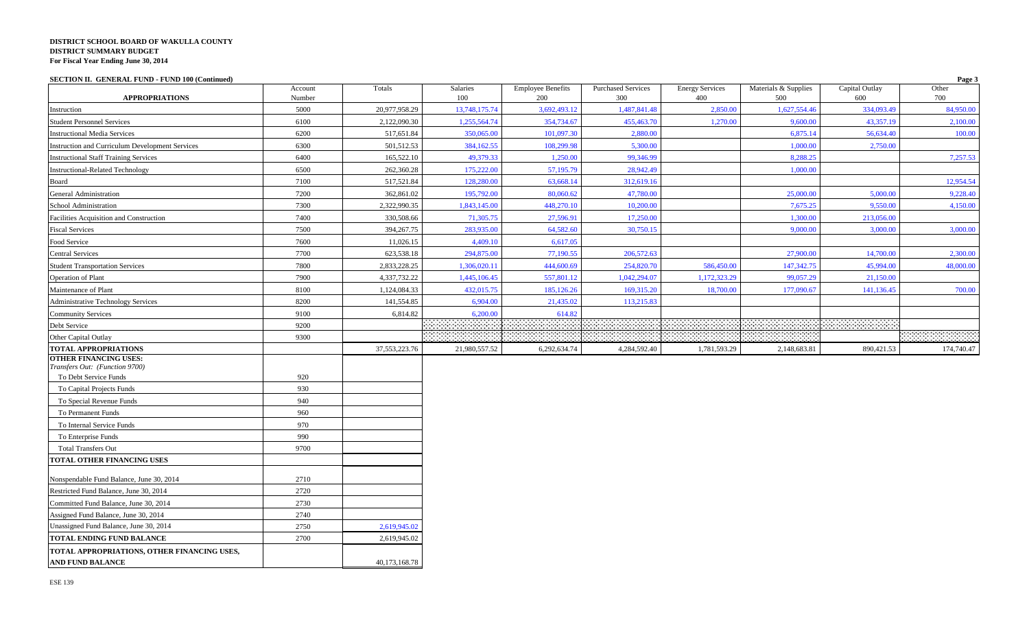**DISTRICT SCHOOL BOARD OF WAKULLA COUNTY**
**DISTRICT SUMMARY BUDGET**
**For Fiscal Year Ending June 30, 2014**

**SECTION II. GENERAL FUND - FUND 100 (Continued)**

| APPROPRIATIONS | Account Number | Totals | Salaries 100 | Employee Benefits 200 | Purchased Services 300 | Energy Services 400 | Materials & Supplies 500 | Capital Outlay 600 | Other 700 |
|---|---|---|---|---|---|---|---|---|---|
| Instruction | 5000 | 20,977,958.29 | 13,748,175.74 | 3,692,493.12 | 1,487,841.48 | 2,850.00 | 1,627,554.46 | 334,093.49 | 84,950.00 |
| Student Personnel Services | 6100 | 2,122,090.30 | 1,255,564.74 | 354,734.67 | 455,463.70 | 1,270.00 | 9,600.00 | 43,357.19 | 2,100.00 |
| Instructional Media Services | 6200 | 517,651.84 | 350,065.00 | 101,097.30 | 2,880.00 | | 6,875.14 | 56,634.40 | 100.00 |
| Instruction and Curriculum Development Services | 6300 | 501,512.53 | 384,162.55 | 108,299.98 | 5,300.00 | | 1,000.00 | 2,750.00 | |
| Instructional Staff Training Services | 6400 | 165,522.10 | 49,379.33 | 1,250.00 | 99,346.99 | | 8,288.25 | | 7,257.53 |
| Instructional-Related Technology | 6500 | 262,360.28 | 175,222.00 | 57,195.79 | 28,942.49 | | 1,000.00 | | |
| Board | 7100 | 517,521.84 | 128,280.00 | 63,668.14 | 312,619.16 | | | | 12,954.54 |
| General Administration | 7200 | 362,861.02 | 195,792.00 | 80,060.62 | 47,780.00 | | 25,000.00 | 5,000.00 | 9,228.40 |
| School Administration | 7300 | 2,322,990.35 | 1,843,145.00 | 448,270.10 | 10,200.00 | | 7,675.25 | 9,550.00 | 4,150.00 |
| Facilities Acquisition and Construction | 7400 | 330,508.66 | 71,305.75 | 27,596.91 | 17,250.00 | | 1,300.00 | 213,056.00 | |
| Fiscal Services | 7500 | 394,267.75 | 283,935.00 | 64,582.60 | 30,750.15 | | 9,000.00 | 3,000.00 | 3,000.00 |
| Food Service | 7600 | 11,026.15 | 4,409.10 | 6,617.05 | | | | | |
| Central Services | 7700 | 623,538.18 | 294,875.00 | 77,190.55 | 206,572.63 | | 27,900.00 | 14,700.00 | 2,300.00 |
| Student Transportation Services | 7800 | 2,833,228.25 | 1,306,020.11 | 444,600.69 | 254,820.70 | 586,450.00 | 147,342.75 | 45,994.00 | 48,000.00 |
| Operation of Plant | 7900 | 4,337,732.22 | 1,445,106.45 | 557,801.12 | 1,042,294.07 | 1,172,323.29 | 99,057.29 | 21,150.00 | |
| Maintenance of Plant | 8100 | 1,124,084.33 | 432,015.75 | 185,126.26 | 169,315.20 | 18,700.00 | 177,090.67 | 141,136.45 | 700.00 |
| Administrative Technology Services | 8200 | 141,554.85 | 6,904.00 | 21,435.02 | 113,215.83 | | | | |
| Community Services | 9100 | 6,814.82 | 6,200.00 | 614.82 | | | | | |
| Debt Service | 9200 | | | | | | | | |
| Other Capital Outlay | 9300 | | | | | | | | |
| **TOTAL APPROPRIATIONS** | | 37,553,223.76 | 21,980,557.52 | 6,292,634.74 | 4,284,592.40 | 1,781,593.29 | 2,148,683.81 | 890,421.53 | 174,740.47 |
| **OTHER FINANCING USES:** *Transfers Out: (Function 9700)* | | | | | | | | | |
| To Debt Service Funds | 920 | | | | | | | | |
| To Capital Projects Funds | 930 | | | | | | | | |
| To Special Revenue Funds | 940 | | | | | | | | |
| To Permanent Funds | 960 | | | | | | | | |
| To Internal Service Funds | 970 | | | | | | | | |
| To Enterprise Funds | 990 | | | | | | | | |
| Total Transfers Out | 9700 | | | | | | | | |
| **TOTAL OTHER FINANCING USES** | | | | | | | | | |
| Nonspendable Fund Balance, June 30, 2014 | 2710 | | | | | | | | |
| Restricted Fund Balance, June 30, 2014 | 2720 | | | | | | | | |
| Committed Fund Balance, June 30, 2014 | 2730 | | | | | | | | |
| Assigned Fund Balance, June 30, 2014 | 2740 | | | | | | | | |
| Unassigned Fund Balance, June 30, 2014 | 2750 | 2,619,945.02 | | | | | | | |
| **TOTAL ENDING FUND BALANCE** | 2700 | 2,619,945.02 | | | | | | | |
| **TOTAL APPROPRIATIONS, OTHER FINANCING USES, AND FUND BALANCE** | | 40,173,168.78 | | | | | | | |

ESE 139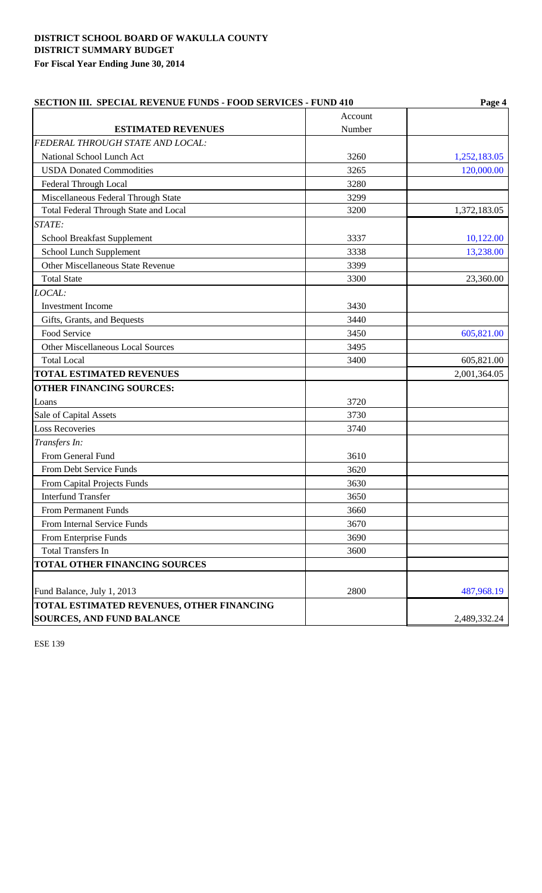**DISTRICT SCHOOL BOARD OF WAKULLA COUNTY**
**DISTRICT SUMMARY BUDGET**
**For Fiscal Year Ending June 30, 2014**

**SECTION III. SPECIAL REVENUE FUNDS - FOOD SERVICES - FUND 410**

| ESTIMATED REVENUES | Account Number | |
|---|---|---|
| *FEDERAL THROUGH STATE AND LOCAL:* | | |
| National School Lunch Act | 3260 | 1,252,183.05 |
| USDA Donated Commodities | 3265 | 120,000.00 |
| Federal Through Local | 3280 | |
| Miscellaneous Federal Through State | 3299 | |
| Total Federal Through State and Local | 3200 | 1,372,183.05 |
| *STATE:* | | |
| School Breakfast Supplement | 3337 | 10,122.00 |
| School Lunch Supplement | 3338 | 13,238.00 |
| Other Miscellaneous State Revenue | 3399 | |
| Total State | 3300 | 23,360.00 |
| *LOCAL:* | | |
| Investment Income | 3430 | |
| Gifts, Grants, and Bequests | 3440 | |
| Food Service | 3450 | 605,821.00 |
| Other Miscellaneous Local Sources | 3495 | |
| Total Local | 3400 | 605,821.00 |
| **TOTAL ESTIMATED REVENUES** | | 2,001,364.05 |
| **OTHER FINANCING SOURCES:** | | |
| Loans | 3720 | |
| Sale of Capital Assets | 3730 | |
| Loss Recoveries | 3740 | |
| *Transfers In:* | | |
| From General Fund | 3610 | |
| From Debt Service Funds | 3620 | |
| From Capital Projects Funds | 3630 | |
| Interfund Transfer | 3650 | |
| From Permanent Funds | 3660 | |
| From Internal Service Funds | 3670 | |
| From Enterprise Funds | 3690 | |
| Total Transfers In | 3600 | |
| **TOTAL OTHER FINANCING SOURCES** | | |
| Fund Balance, July 1, 2013 | 2800 | 487,968.19 |
| **TOTAL ESTIMATED REVENUES, OTHER FINANCING SOURCES, AND FUND BALANCE** | | 2,489,332.24 |

ESE 139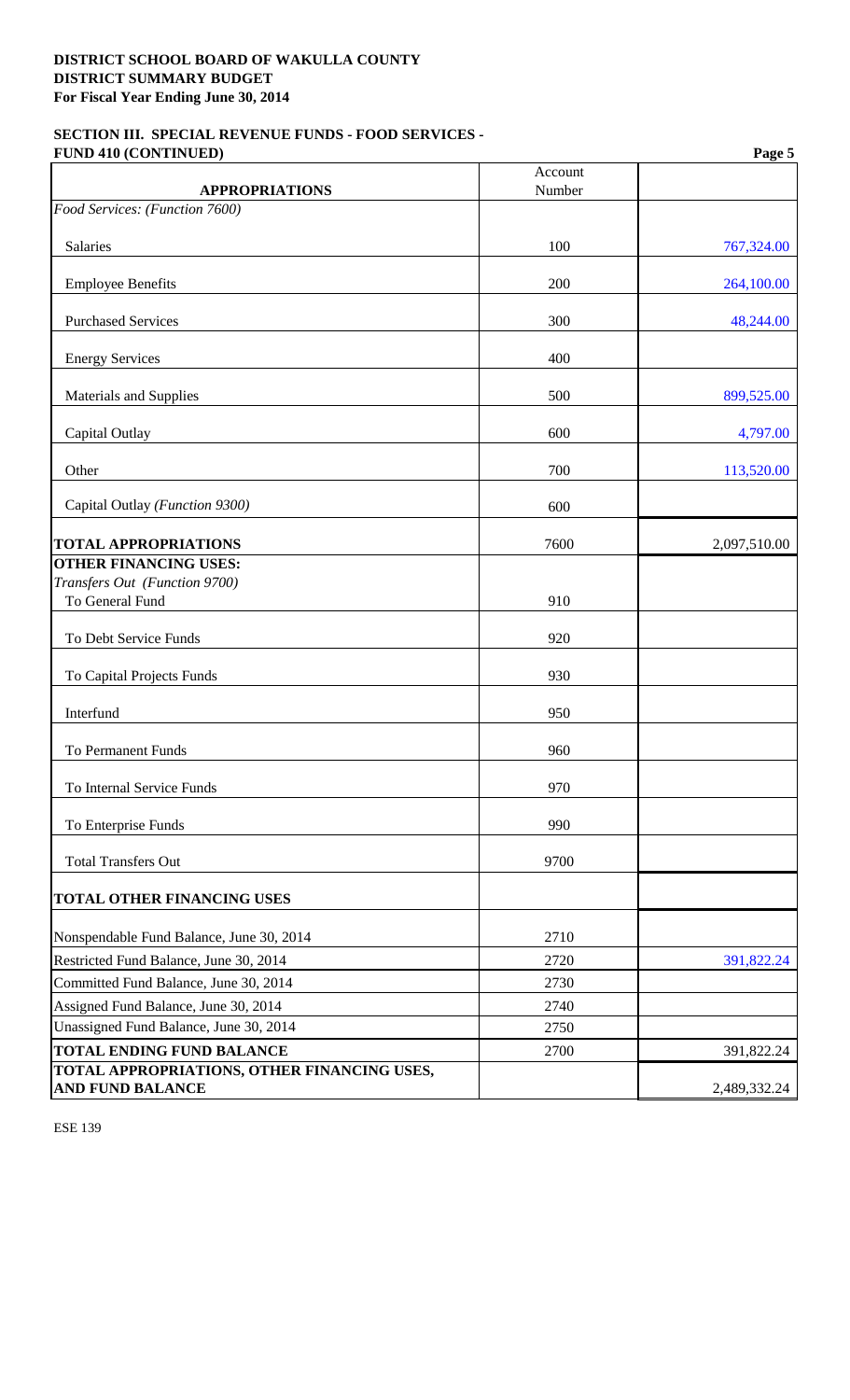**DISTRICT SCHOOL BOARD OF WAKULLA COUNTY**
**DISTRICT SUMMARY BUDGET**
**For Fiscal Year Ending June 30, 2014**

**SECTION III. SPECIAL REVENUE FUNDS - FOOD SERVICES - FUND 410 (CONTINUED)**

| APPROPRIATIONS | Account Number | |
|---|---|---|
| *Food Services: (Function 7600)* | | |
| Salaries | 100 | 767,324.00 |
| Employee Benefits | 200 | 264,100.00 |
| Purchased Services | 300 | 48,244.00 |
| Energy Services | 400 | |
| Materials and Supplies | 500 | 899,525.00 |
| Capital Outlay | 600 | 4,797.00 |
| Other | 700 | 113,520.00 |
| Capital Outlay *(Function 9300)* | 600 | |
| **TOTAL APPROPRIATIONS** | 7600 | 2,097,510.00 |
| **OTHER FINANCING USES:** | | |
| *Transfers Out (Function 9700)* | | |
| To General Fund | 910 | |
| To Debt Service Funds | 920 | |
| To Capital Projects Funds | 930 | |
| Interfund | 950 | |
| To Permanent Funds | 960 | |
| To Internal Service Funds | 970 | |
| To Enterprise Funds | 990 | |
| Total Transfers Out | 9700 | |
| **TOTAL OTHER FINANCING USES** | | |
| Nonspendable Fund Balance, June 30, 2014 | 2710 | |
| Restricted Fund Balance, June 30, 2014 | 2720 | 391,822.24 |
| Committed Fund Balance, June 30, 2014 | 2730 | |
| Assigned Fund Balance, June 30, 2014 | 2740 | |
| Unassigned Fund Balance, June 30, 2014 | 2750 | |
| **TOTAL ENDING FUND BALANCE** | 2700 | 391,822.24 |
| **TOTAL APPROPRIATIONS, OTHER FINANCING USES, AND FUND BALANCE** | | 2,489,332.24 |

ESE 139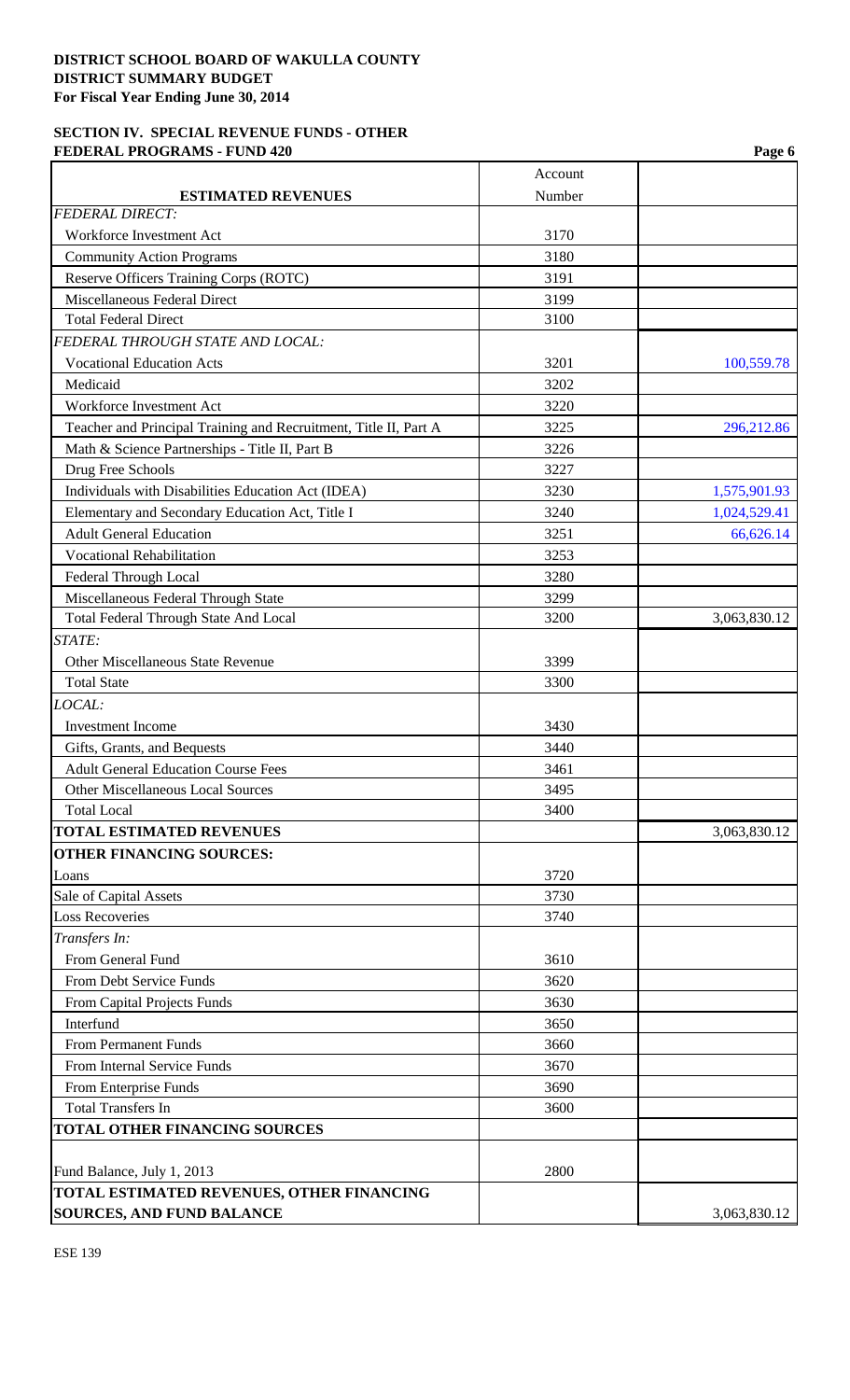**DISTRICT SCHOOL BOARD OF WAKULLA COUNTY**
**DISTRICT SUMMARY BUDGET**
**For Fiscal Year Ending June 30, 2014**

**SECTION IV. SPECIAL REVENUE FUNDS - OTHER FEDERAL PROGRAMS - FUND 420**

| ESTIMATED REVENUES | Account Number | |
|---|---|---|
| *FEDERAL DIRECT:* | | |
| Workforce Investment Act | 3170 | |
| Community Action Programs | 3180 | |
| Reserve Officers Training Corps (ROTC) | 3191 | |
| Miscellaneous Federal Direct | 3199 | |
| Total Federal Direct | 3100 | |
| *FEDERAL THROUGH STATE AND LOCAL:* | | |
| Vocational Education Acts | 3201 | 100,559.78 |
| Medicaid | 3202 | |
| Workforce Investment Act | 3220 | |
| Teacher and Principal Training and Recruitment, Title II, Part A | 3225 | 296,212.86 |
| Math & Science Partnerships - Title II, Part B | 3226 | |
| Drug Free Schools | 3227 | |
| Individuals with Disabilities Education Act (IDEA) | 3230 | 1,575,901.93 |
| Elementary and Secondary Education Act, Title I | 3240 | 1,024,529.41 |
| Adult General Education | 3251 | 66,626.14 |
| Vocational Rehabilitation | 3253 | |
| Federal Through Local | 3280 | |
| Miscellaneous Federal Through State | 3299 | |
| Total Federal Through State And Local | 3200 | 3,063,830.12 |
| *STATE:* | | |
| Other Miscellaneous State Revenue | 3399 | |
| Total State | 3300 | |
| *LOCAL:* | | |
| Investment Income | 3430 | |
| Gifts, Grants, and Bequests | 3440 | |
| Adult General Education Course Fees | 3461 | |
| Other Miscellaneous Local Sources | 3495 | |
| Total Local | 3400 | |
| **TOTAL ESTIMATED REVENUES** | | 3,063,830.12 |
| **OTHER FINANCING SOURCES:** | | |
| Loans | 3720 | |
| Sale of Capital Assets | 3730 | |
| Loss Recoveries | 3740 | |
| *Transfers In:* | | |
| From General Fund | 3610 | |
| From Debt Service Funds | 3620 | |
| From Capital Projects Funds | 3630 | |
| Interfund | 3650 | |
| From Permanent Funds | 3660 | |
| From Internal Service Funds | 3670 | |
| From Enterprise Funds | 3690 | |
| Total Transfers In | 3600 | |
| **TOTAL OTHER FINANCING SOURCES** | | |
| Fund Balance, July 1, 2013 | 2800 | |
| **TOTAL ESTIMATED REVENUES, OTHER FINANCING SOURCES, AND FUND BALANCE** | | 3,063,830.12 |

ESE 139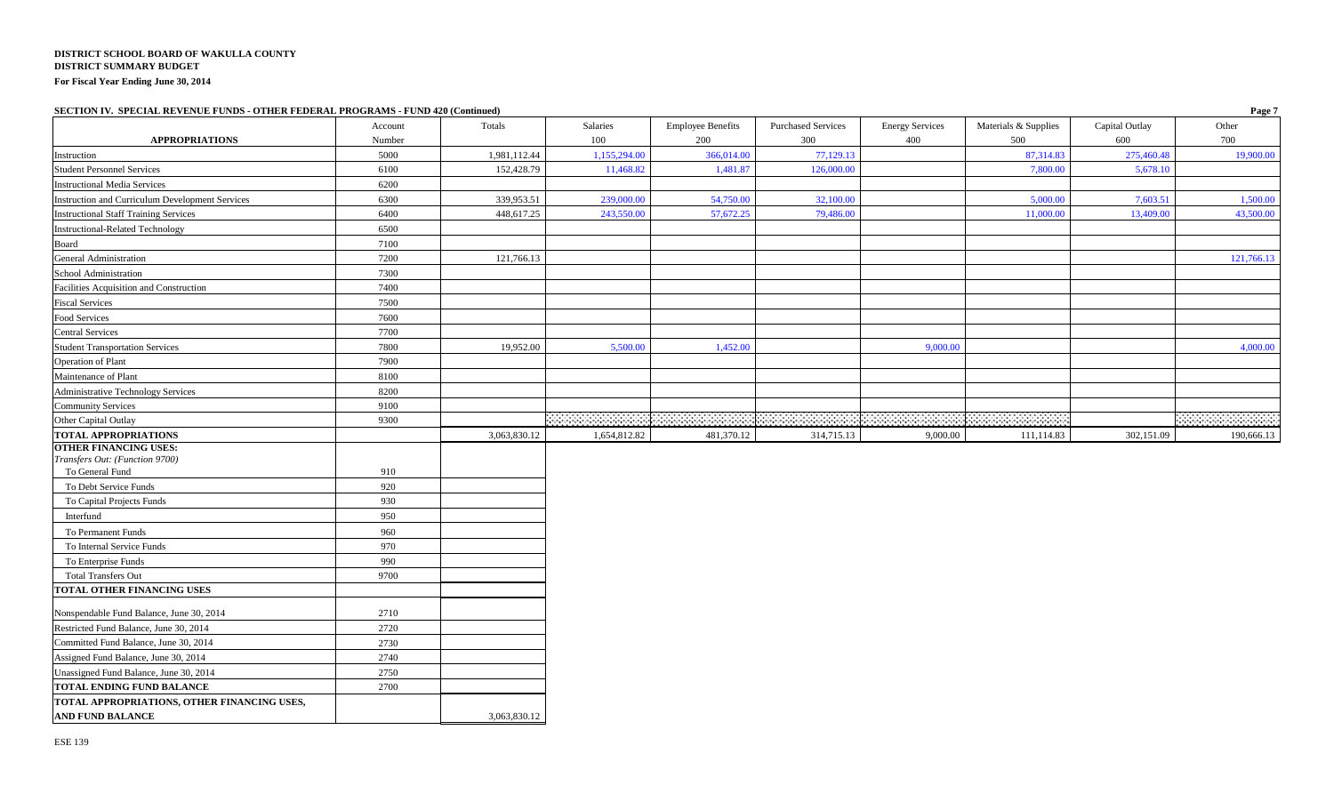**DISTRICT SCHOOL BOARD OF WAKULLA COUNTY**
**DISTRICT SUMMARY BUDGET**
**For Fiscal Year Ending June 30, 2014**

**SECTION IV. SPECIAL REVENUE FUNDS - OTHER FEDERAL PROGRAMS - FUND 420 (Continued)**

| APPROPRIATIONS | Account Number | Totals | Salaries 100 | Employee Benefits 200 | Purchased Services 300 | Energy Services 400 | Materials & Supplies 500 | Capital Outlay 600 | Other 700 |
|---|---|---|---|---|---|---|---|---|---|
| Instruction | 5000 | 1,981,112.44 | 1,155,294.00 | 366,014.00 | 77,129.13 | | 87,314.83 | 275,460.48 | 19,900.00 |
| Student Personnel Services | 6100 | 152,428.79 | 11,468.82 | 1,481.87 | 126,000.00 | | 7,800.00 | 5,678.10 | |
| Instructional Media Services | 6200 | | | | | | | | |
| Instruction and Curriculum Development Services | 6300 | 339,953.51 | 239,000.00 | 54,750.00 | 32,100.00 | | 5,000.00 | 7,603.51 | 1,500.00 |
| Instructional Staff Training Services | 6400 | 448,617.25 | 243,550.00 | 57,672.25 | 79,486.00 | | 11,000.00 | 13,409.00 | 43,500.00 |
| Instructional-Related Technology | 6500 | | | | | | | | |
| Board | 7100 | | | | | | | | |
| General Administration | 7200 | 121,766.13 | | | | | | | 121,766.13 |
| School Administration | 7300 | | | | | | | | |
| Facilities Acquisition and Construction | 7400 | | | | | | | | |
| Fiscal Services | 7500 | | | | | | | | |
| Food Services | 7600 | | | | | | | | |
| Central Services | 7700 | | | | | | | | |
| Student Transportation Services | 7800 | 19,952.00 | 5,500.00 | 1,452.00 | | 9,000.00 | | | 4,000.00 |
| Operation of Plant | 7900 | | | | | | | | |
| Maintenance of Plant | 8100 | | | | | | | | |
| Administrative Technology Services | 8200 | | | | | | | | |
| Community Services | 9100 | | | | | | | | |
| Other Capital Outlay | 9300 | | | | | | | | |
| **TOTAL APPROPRIATIONS** | | 3,063,830.12 | 1,654,812.82 | 481,370.12 | 314,715.13 | 9,000.00 | 111,114.83 | 302,151.09 | 190,666.13 |

| | Account Number | Totals |
|---|---|---|
| **OTHER FINANCING USES:** | | |
| *Transfers Out: (Function 9700)* | | |
| To General Fund | 910 | |
| To Debt Service Funds | 920 | |
| To Capital Projects Funds | 930 | |
| Interfund | 950 | |
| To Permanent Funds | 960 | |
| To Internal Service Funds | 970 | |
| To Enterprise Funds | 990 | |
| Total Transfers Out | 9700 | |
| **TOTAL OTHER FINANCING USES** | | |
| Nonspendable Fund Balance, June 30, 2014 | 2710 | |
| Restricted Fund Balance, June 30, 2014 | 2720 | |
| Committed Fund Balance, June 30, 2014 | 2730 | |
| Assigned Fund Balance, June 30, 2014 | 2740 | |
| Unassigned Fund Balance, June 30, 2014 | 2750 | |
| **TOTAL ENDING FUND BALANCE** | 2700 | |
| **TOTAL APPROPRIATIONS, OTHER FINANCING USES, AND FUND BALANCE** | | 3,063,830.12 |

ESE 139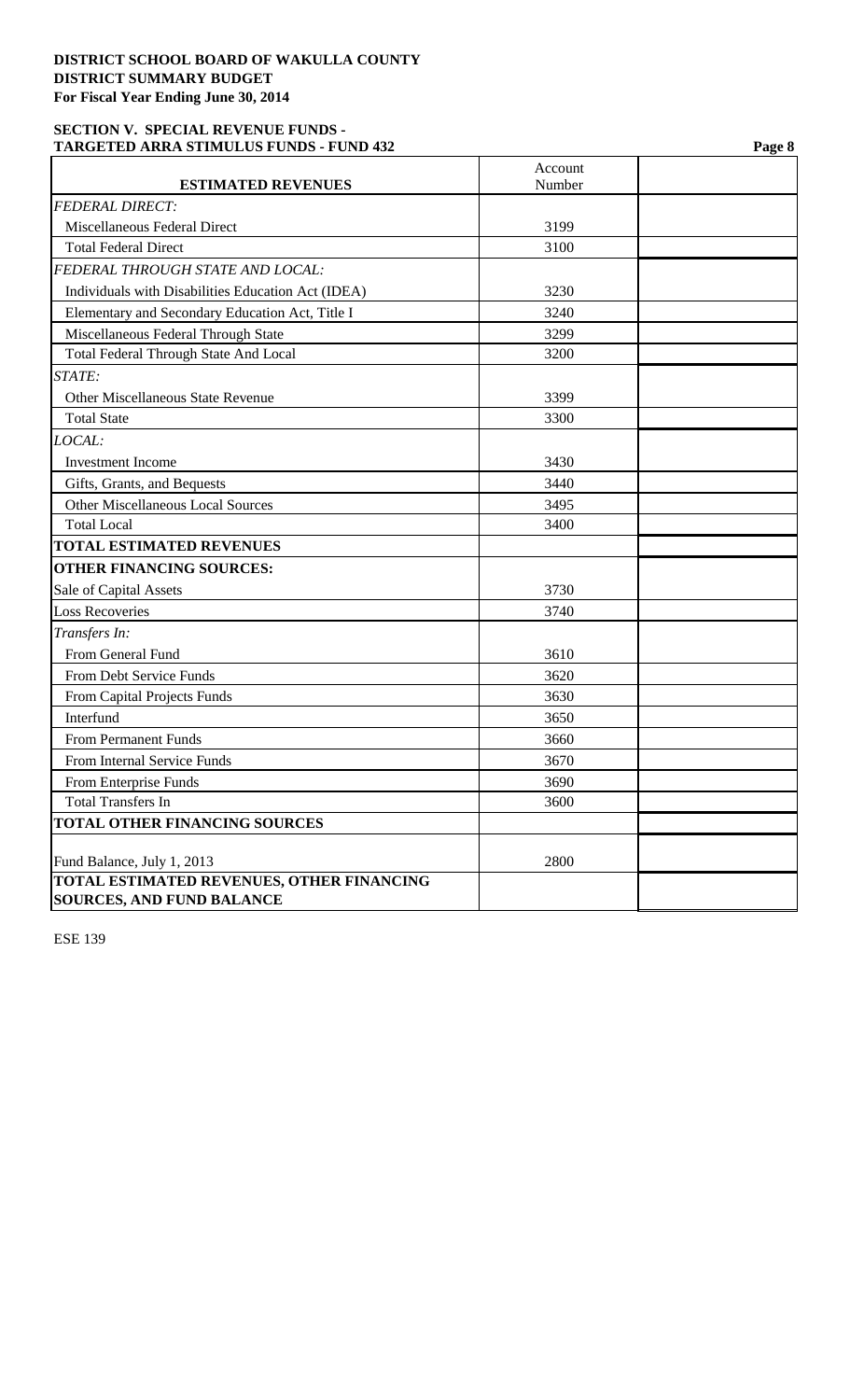**DISTRICT SCHOOL BOARD OF WAKULLA COUNTY**
**DISTRICT SUMMARY BUDGET**
**For Fiscal Year Ending June 30, 2014**

**SECTION V. SPECIAL REVENUE FUNDS -**
**TARGETED ARRA STIMULUS FUNDS - FUND 432**

| ESTIMATED REVENUES | Account Number | |
|---|---|---|
| *FEDERAL DIRECT:* | | |
| Miscellaneous Federal Direct | 3199 | |
| Total Federal Direct | 3100 | |
| *FEDERAL THROUGH STATE AND LOCAL:* | | |
| Individuals with Disabilities Education Act (IDEA) | 3230 | |
| Elementary and Secondary Education Act, Title I | 3240 | |
| Miscellaneous Federal Through State | 3299 | |
| Total Federal Through State And Local | 3200 | |
| *STATE:* | | |
| Other Miscellaneous State Revenue | 3399 | |
| Total State | 3300 | |
| *LOCAL:* | | |
| Investment Income | 3430 | |
| Gifts, Grants, and Bequests | 3440 | |
| Other Miscellaneous Local Sources | 3495 | |
| Total Local | 3400 | |
| **TOTAL ESTIMATED REVENUES** | | |
| **OTHER FINANCING SOURCES:** | | |
| Sale of Capital Assets | 3730 | |
| Loss Recoveries | 3740 | |
| *Transfers In:* | | |
| From General Fund | 3610 | |
| From Debt Service Funds | 3620 | |
| From Capital Projects Funds | 3630 | |
| Interfund | 3650 | |
| From Permanent Funds | 3660 | |
| From Internal Service Funds | 3670 | |
| From Enterprise Funds | 3690 | |
| Total Transfers In | 3600 | |
| **TOTAL OTHER FINANCING SOURCES** | | |
| Fund Balance, July 1, 2013 | 2800 | |
| **TOTAL ESTIMATED REVENUES, OTHER FINANCING SOURCES, AND FUND BALANCE** | | |

ESE 139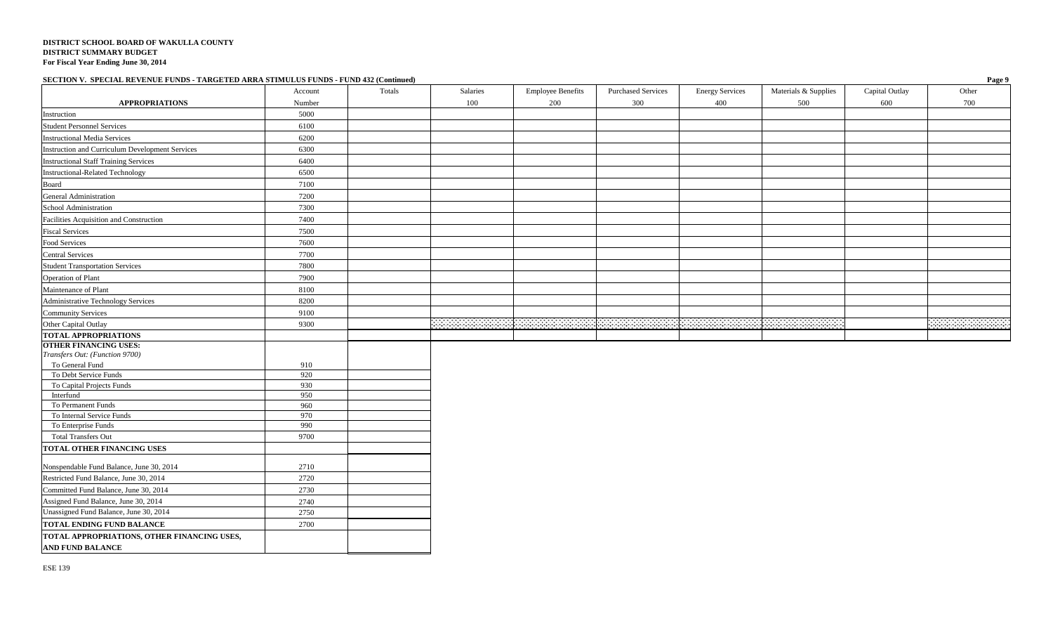**DISTRICT SCHOOL BOARD OF WAKULLA COUNTY**
**DISTRICT SUMMARY BUDGET**
**For Fiscal Year Ending June 30, 2014**

**SECTION V. SPECIAL REVENUE FUNDS - TARGETED ARRA STIMULUS FUNDS - FUND 432 (Continued)**

| APPROPRIATIONS | Account Number | Totals | Salaries 100 | Employee Benefits 200 | Purchased Services 300 | Energy Services 400 | Materials & Supplies 500 | Capital Outlay 600 | Other 700 |
|---|---|---|---|---|---|---|---|---|---|
| Instruction | 5000 | | | | | | | | |
| Student Personnel Services | 6100 | | | | | | | | |
| Instructional Media Services | 6200 | | | | | | | | |
| Instruction and Curriculum Development Services | 6300 | | | | | | | | |
| Instructional Staff Training Services | 6400 | | | | | | | | |
| Instructional-Related Technology | 6500 | | | | | | | | |
| Board | 7100 | | | | | | | | |
| General Administration | 7200 | | | | | | | | |
| School Administration | 7300 | | | | | | | | |
| Facilities Acquisition and Construction | 7400 | | | | | | | | |
| Fiscal Services | 7500 | | | | | | | | |
| Food Services | 7600 | | | | | | | | |
| Central Services | 7700 | | | | | | | | |
| Student Transportation Services | 7800 | | | | | | | | |
| Operation of Plant | 7900 | | | | | | | | |
| Maintenance of Plant | 8100 | | | | | | | | |
| Administrative Technology Services | 8200 | | | | | | | | |
| Community Services | 9100 | | | | | | | | |
| Other Capital Outlay | 9300 | | | | | | | | |
| **TOTAL APPROPRIATIONS** | | | | | | | | | |
| **OTHER FINANCING USES:** | | | | | | | | | |
| *Transfers Out: (Function 9700)* | | | | | | | | | |
| To General Fund | 910 | | | | | | | | |
| To Debt Service Funds | 920 | | | | | | | | |
| To Capital Projects Funds | 930 | | | | | | | | |
| Interfund | 950 | | | | | | | | |
| To Permanent Funds | 960 | | | | | | | | |
| To Internal Service Funds | 970 | | | | | | | | |
| To Enterprise Funds | 990 | | | | | | | | |
| Total Transfers Out | 9700 | | | | | | | | |
| **TOTAL OTHER FINANCING USES** | | | | | | | | | |
| Nonspendable Fund Balance, June 30, 2014 | 2710 | | | | | | | | |
| Restricted Fund Balance, June 30, 2014 | 2720 | | | | | | | | |
| Committed Fund Balance, June 30, 2014 | 2730 | | | | | | | | |
| Assigned Fund Balance, June 30, 2014 | 2740 | | | | | | | | |
| Unassigned Fund Balance, June 30, 2014 | 2750 | | | | | | | | |
| **TOTAL ENDING FUND BALANCE** | 2700 | | | | | | | | |
| **TOTAL APPROPRIATIONS, OTHER FINANCING USES, AND FUND BALANCE** | | | | | | | | | |

ESE 139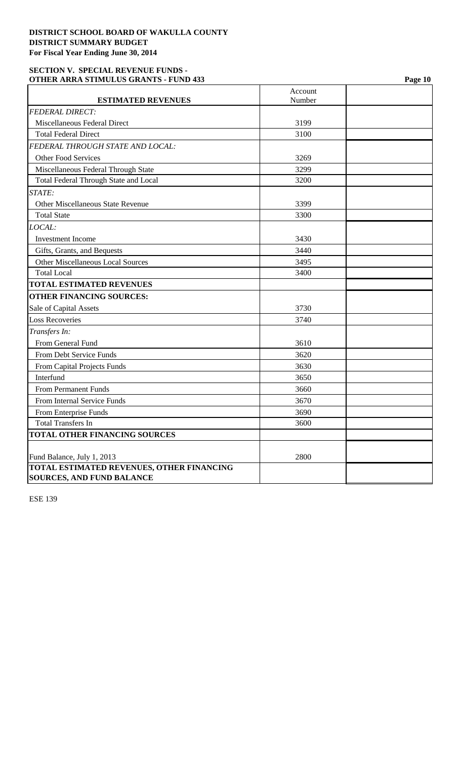**DISTRICT SCHOOL BOARD OF WAKULLA COUNTY**
**DISTRICT SUMMARY BUDGET**
**For Fiscal Year Ending June 30, 2014**

**SECTION V. SPECIAL REVENUE FUNDS - OTHER ARRA STIMULUS GRANTS - FUND 433**

| ESTIMATED REVENUES | Account Number | |
|---|---|---|
| *FEDERAL DIRECT:* | | |
| Miscellaneous Federal Direct | 3199 | |
| Total Federal Direct | 3100 | |
| *FEDERAL THROUGH STATE AND LOCAL:* | | |
| Other Food Services | 3269 | |
| Miscellaneous Federal Through State | 3299 | |
| Total Federal Through State and Local | 3200 | |
| *STATE:* | | |
| Other Miscellaneous State Revenue | 3399 | |
| Total State | 3300 | |
| *LOCAL:* | | |
| Investment Income | 3430 | |
| Gifts, Grants, and Bequests | 3440 | |
| Other Miscellaneous Local Sources | 3495 | |
| Total Local | 3400 | |
| **TOTAL ESTIMATED REVENUES** | | |
| **OTHER FINANCING SOURCES:** | | |
| Sale of Capital Assets | 3730 | |
| Loss Recoveries | 3740 | |
| *Transfers In:* | | |
| From General Fund | 3610 | |
| From Debt Service Funds | 3620 | |
| From Capital Projects Funds | 3630 | |
| Interfund | 3650 | |
| From Permanent Funds | 3660 | |
| From Internal Service Funds | 3670 | |
| From Enterprise Funds | 3690 | |
| Total Transfers In | 3600 | |
| **TOTAL OTHER FINANCING SOURCES** | | |
| Fund Balance, July 1, 2013 | 2800 | |
| **TOTAL ESTIMATED REVENUES, OTHER FINANCING SOURCES, AND FUND BALANCE** | | |

ESE 139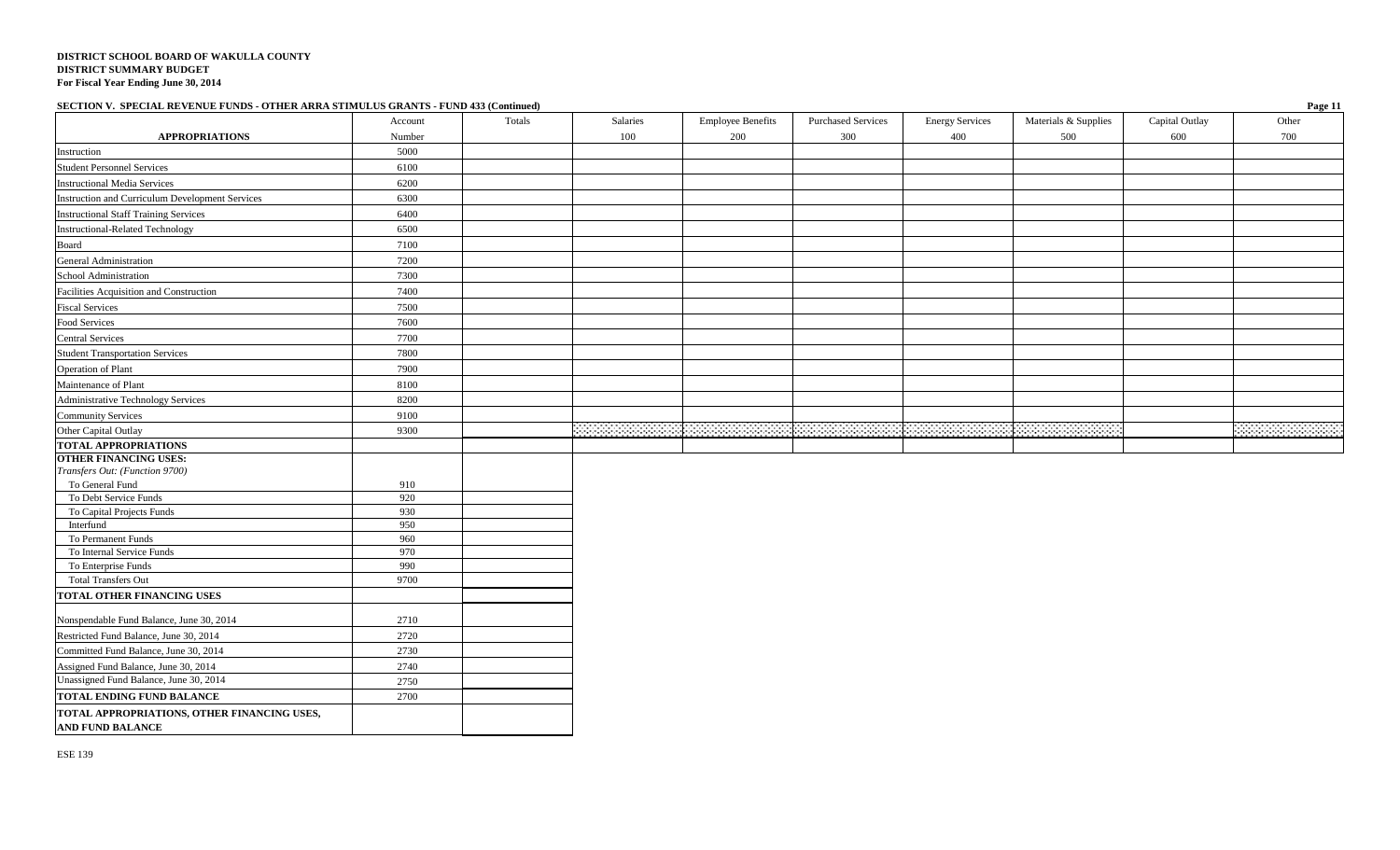**DISTRICT SCHOOL BOARD OF WAKULLA COUNTY**
**DISTRICT SUMMARY BUDGET**
**For Fiscal Year Ending June 30, 2014**

**SECTION V. SPECIAL REVENUE FUNDS - OTHER ARRA STIMULUS GRANTS - FUND 433 (Continued)**

| APPROPRIATIONS | Account Number | Totals | Salaries 100 | Employee Benefits 200 | Purchased Services 300 | Energy Services 400 | Materials & Supplies 500 | Capital Outlay 600 | Other 700 |
|---|---|---|---|---|---|---|---|---|---|
| Instruction | 5000 | | | | | | | | |
| Student Personnel Services | 6100 | | | | | | | | |
| Instructional Media Services | 6200 | | | | | | | | |
| Instruction and Curriculum Development Services | 6300 | | | | | | | | |
| Instructional Staff Training Services | 6400 | | | | | | | | |
| Instructional-Related Technology | 6500 | | | | | | | | |
| Board | 7100 | | | | | | | | |
| General Administration | 7200 | | | | | | | | |
| School Administration | 7300 | | | | | | | | |
| Facilities Acquisition and Construction | 7400 | | | | | | | | |
| Fiscal Services | 7500 | | | | | | | | |
| Food Services | 7600 | | | | | | | | |
| Central Services | 7700 | | | | | | | | |
| Student Transportation Services | 7800 | | | | | | | | |
| Operation of Plant | 7900 | | | | | | | | |
| Maintenance of Plant | 8100 | | | | | | | | |
| Administrative Technology Services | 8200 | | | | | | | | |
| Community Services | 9100 | | | | | | | | |
| Other Capital Outlay | 9300 | | | | | | | | |
| **TOTAL APPROPRIATIONS** | | | | | | | | | |

| | Account Number | Totals |
|---|---|---|
| **OTHER FINANCING USES:** | | |
| *Transfers Out: (Function 9700)* | | |
| To General Fund | 910 | |
| To Debt Service Funds | 920 | |
| To Capital Projects Funds | 930 | |
| Interfund | 950 | |
| To Permanent Funds | 960 | |
| To Internal Service Funds | 970 | |
| To Enterprise Funds | 990 | |
| Total Transfers Out | 9700 | |
| **TOTAL OTHER FINANCING USES** | | |
| Nonspendable Fund Balance, June 30, 2014 | 2710 | |
| Restricted Fund Balance, June 30, 2014 | 2720 | |
| Committed Fund Balance, June 30, 2014 | 2730 | |
| Assigned Fund Balance, June 30, 2014 | 2740 | |
| Unassigned Fund Balance, June 30, 2014 | 2750 | |
| **TOTAL ENDING FUND BALANCE** | 2700 | |
| **TOTAL APPROPRIATIONS, OTHER FINANCING USES, AND FUND BALANCE** | | |

ESE 139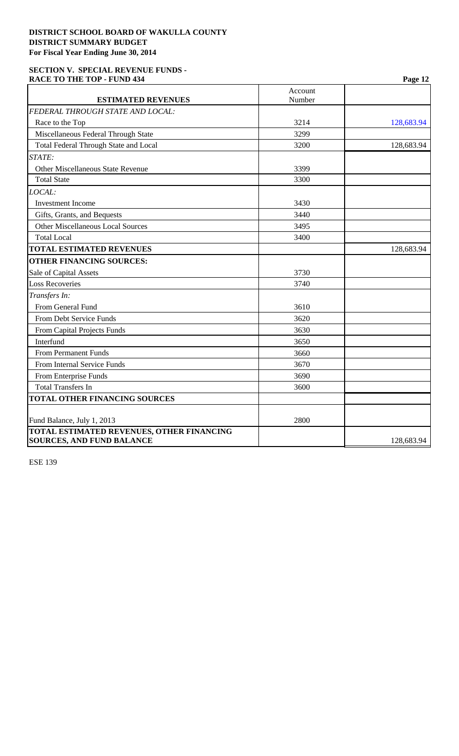**DISTRICT SCHOOL BOARD OF WAKULLA COUNTY**
**DISTRICT SUMMARY BUDGET**
**For Fiscal Year Ending June 30, 2014**

**SECTION V. SPECIAL REVENUE FUNDS -**
**RACE TO THE TOP - FUND 434**

| ESTIMATED REVENUES | Account Number | |
|---|---|---|
| *FEDERAL THROUGH STATE AND LOCAL:* | | |
| Race to the Top | 3214 | 128,683.94 |
| Miscellaneous Federal Through State | 3299 | |
| Total Federal Through State and Local | 3200 | 128,683.94 |
| *STATE:* | | |
| Other Miscellaneous State Revenue | 3399 | |
| Total State | 3300 | |
| *LOCAL:* | | |
| Investment Income | 3430 | |
| Gifts, Grants, and Bequests | 3440 | |
| Other Miscellaneous Local Sources | 3495 | |
| Total Local | 3400 | |
| **TOTAL ESTIMATED REVENUES** | | 128,683.94 |
| **OTHER FINANCING SOURCES:** | | |
| Sale of Capital Assets | 3730 | |
| Loss Recoveries | 3740 | |
| *Transfers In:* | | |
| From General Fund | 3610 | |
| From Debt Service Funds | 3620 | |
| From Capital Projects Funds | 3630 | |
| Interfund | 3650 | |
| From Permanent Funds | 3660 | |
| From Internal Service Funds | 3670 | |
| From Enterprise Funds | 3690 | |
| Total Transfers In | 3600 | |
| **TOTAL OTHER FINANCING SOURCES** | | |
| Fund Balance, July 1, 2013 | 2800 | |
| **TOTAL ESTIMATED REVENUES, OTHER FINANCING SOURCES, AND FUND BALANCE** | | 128,683.94 |

ESE 139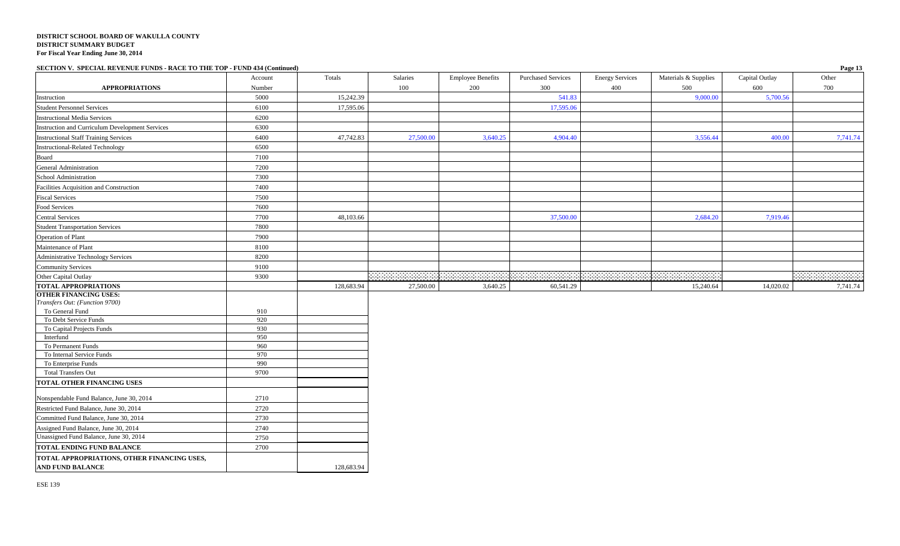**DISTRICT SCHOOL BOARD OF WAKULLA COUNTY**
**DISTRICT SUMMARY BUDGET**
**For Fiscal Year Ending June 30, 2014**

**SECTION V. SPECIAL REVENUE FUNDS - RACE TO THE TOP - FUND 434 (Continued)**

| APPROPRIATIONS | Account Number | Totals | Salaries 100 | Employee Benefits 200 | Purchased Services 300 | Energy Services 400 | Materials & Supplies 500 | Capital Outlay 600 | Other 700 |
|---|---|---|---|---|---|---|---|---|---|
| Instruction | 5000 | 15,242.39 | | | 541.83 | | 9,000.00 | 5,700.56 | |
| Student Personnel Services | 6100 | 17,595.06 | | | 17,595.06 | | | | |
| Instructional Media Services | 6200 | | | | | | | | |
| Instruction and Curriculum Development Services | 6300 | | | | | | | | |
| Instructional Staff Training Services | 6400 | 47,742.83 | 27,500.00 | 3,640.25 | 4,904.40 | | 3,556.44 | 400.00 | 7,741.74 |
| Instructional-Related Technology | 6500 | | | | | | | | |
| Board | 7100 | | | | | | | | |
| General Administration | 7200 | | | | | | | | |
| School Administration | 7300 | | | | | | | | |
| Facilities Acquisition and Construction | 7400 | | | | | | | | |
| Fiscal Services | 7500 | | | | | | | | |
| Food Services | 7600 | | | | | | | | |
| Central Services | 7700 | 48,103.66 | | | 37,500.00 | | 2,684.20 | 7,919.46 | |
| Student Transportation Services | 7800 | | | | | | | | |
| Operation of Plant | 7900 | | | | | | | | |
| Maintenance of Plant | 8100 | | | | | | | | |
| Administrative Technology Services | 8200 | | | | | | | | |
| Community Services | 9100 | | | | | | | | |
| Other Capital Outlay | 9300 | | | | | | | | |
| **TOTAL APPROPRIATIONS** | | 128,683.94 | 27,500.00 | 3,640.25 | 60,541.29 | | 15,240.64 | 14,020.02 | 7,741.74 |

| | Account Number | Totals |
|---|---|---|
| **OTHER FINANCING USES:** | | |
| *Transfers Out: (Function 9700)* | | |
| To General Fund | 910 | |
| To Debt Service Funds | 920 | |
| To Capital Projects Funds | 930 | |
| Interfund | 950 | |
| To Permanent Funds | 960 | |
| To Internal Service Funds | 970 | |
| To Enterprise Funds | 990 | |
| Total Transfers Out | 9700 | |
| **TOTAL OTHER FINANCING USES** | | |
| Nonspendable Fund Balance, June 30, 2014 | 2710 | |
| Restricted Fund Balance, June 30, 2014 | 2720 | |
| Committed Fund Balance, June 30, 2014 | 2730 | |
| Assigned Fund Balance, June 30, 2014 | 2740 | |
| Unassigned Fund Balance, June 30, 2014 | 2750 | |
| **TOTAL ENDING FUND BALANCE** | 2700 | |
| **TOTAL APPROPRIATIONS, OTHER FINANCING USES, AND FUND BALANCE** | | 128,683.94 |

ESE 139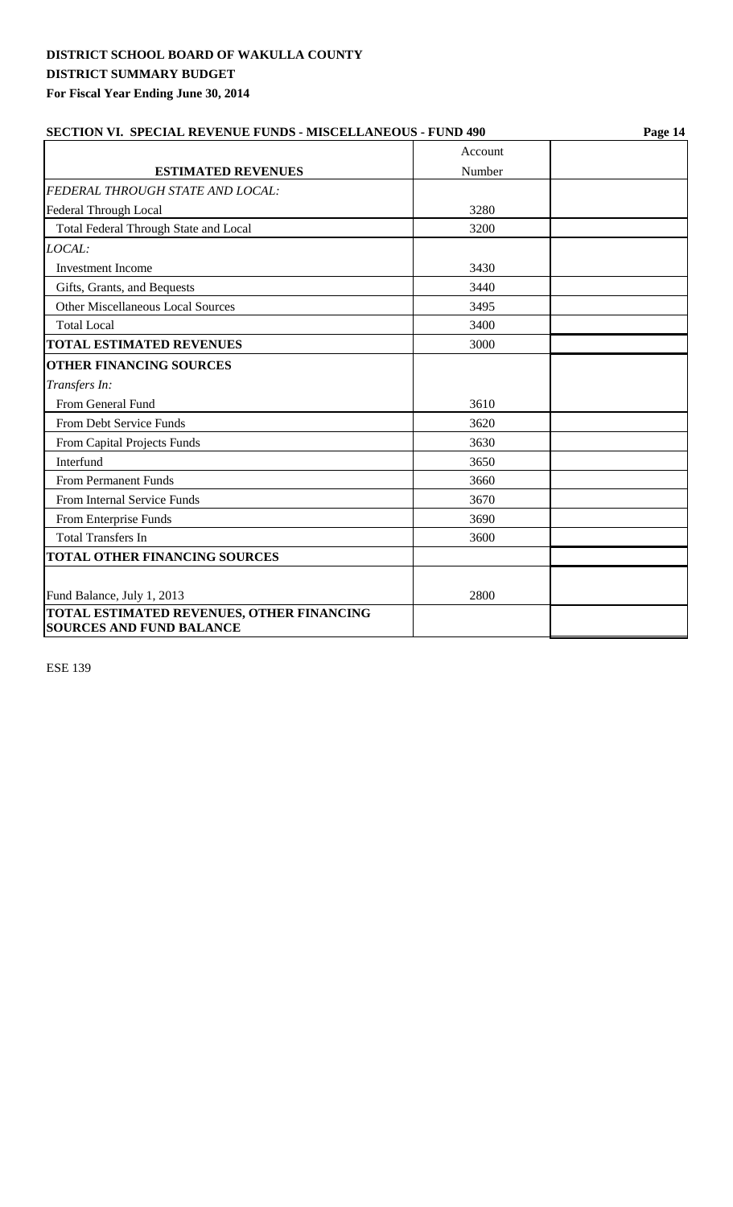**DISTRICT SCHOOL BOARD OF WAKULLA COUNTY**
**DISTRICT SUMMARY BUDGET**
**For Fiscal Year Ending June 30, 2014**

**SECTION VI. SPECIAL REVENUE FUNDS - MISCELLANEOUS - FUND 490**

| **ESTIMATED REVENUES** | Account Number | |
|---|---|---|
| *FEDERAL THROUGH STATE AND LOCAL:* | | |
| Federal Through Local | 3280 | |
| Total Federal Through State and Local | 3200 | |
| *LOCAL:* | | |
| Investment Income | 3430 | |
| Gifts, Grants, and Bequests | 3440 | |
| Other Miscellaneous Local Sources | 3495 | |
| Total Local | 3400 | |
| **TOTAL ESTIMATED REVENUES** | 3000 | |
| **OTHER FINANCING SOURCES** | | |
| *Transfers In:* | | |
| From General Fund | 3610 | |
| From Debt Service Funds | 3620 | |
| From Capital Projects Funds | 3630 | |
| Interfund | 3650 | |
| From Permanent Funds | 3660 | |
| From Internal Service Funds | 3670 | |
| From Enterprise Funds | 3690 | |
| Total Transfers In | 3600 | |
| **TOTAL OTHER FINANCING SOURCES** | | |
| Fund Balance, July 1, 2013 | 2800 | |
| **TOTAL ESTIMATED REVENUES, OTHER FINANCING SOURCES AND FUND BALANCE** | | |

ESE 139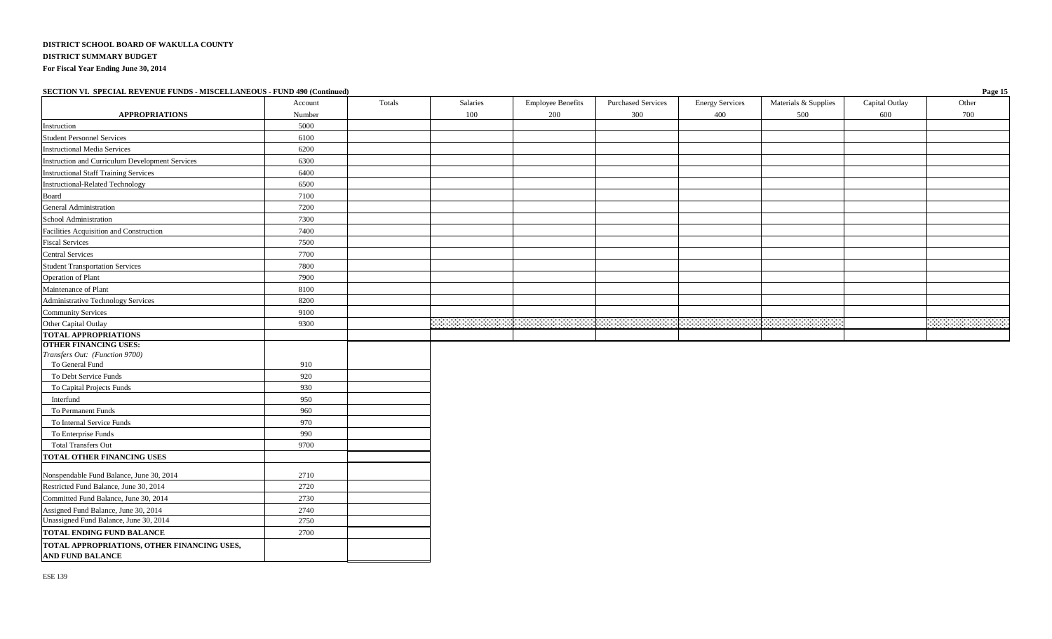**DISTRICT SCHOOL BOARD OF WAKULLA COUNTY**

**DISTRICT SUMMARY BUDGET**

**For Fiscal Year Ending June 30, 2014**

**SECTION VI. SPECIAL REVENUE FUNDS - MISCELLANEOUS - FUND 490 (Continued)**

| APPROPRIATIONS | Account Number | Totals | Salaries 100 | Employee Benefits 200 | Purchased Services 300 | Energy Services 400 | Materials & Supplies 500 | Capital Outlay 600 | Other 700 |
|---|---|---|---|---|---|---|---|---|---|
| Instruction | 5000 | | | | | | | | |
| Student Personnel Services | 6100 | | | | | | | | |
| Instructional Media Services | 6200 | | | | | | | | |
| Instruction and Curriculum Development Services | 6300 | | | | | | | | |
| Instructional Staff Training Services | 6400 | | | | | | | | |
| Instructional-Related Technology | 6500 | | | | | | | | |
| Board | 7100 | | | | | | | | |
| General Administration | 7200 | | | | | | | | |
| School Administration | 7300 | | | | | | | | |
| Facilities Acquisition and Construction | 7400 | | | | | | | | |
| Fiscal Services | 7500 | | | | | | | | |
| Central Services | 7700 | | | | | | | | |
| Student Transportation Services | 7800 | | | | | | | | |
| Operation of Plant | 7900 | | | | | | | | |
| Maintenance of Plant | 8100 | | | | | | | | |
| Administrative Technology Services | 8200 | | | | | | | | |
| Community Services | 9100 | | | | | | | | |
| Other Capital Outlay | 9300 | | | | | | | | |
| **TOTAL APPROPRIATIONS** | | | | | | | | | |

| | Account Number | Totals |
|---|---|---|
| **OTHER FINANCING USES:** | | |
| *Transfers Out: (Function 9700)* | | |
| To General Fund | 910 | |
| To Debt Service Funds | 920 | |
| To Capital Projects Funds | 930 | |
| Interfund | 950 | |
| To Permanent Funds | 960 | |
| To Internal Service Funds | 970 | |
| To Enterprise Funds | 990 | |
| Total Transfers Out | 9700 | |
| **TOTAL OTHER FINANCING USES** | | |
| Nonspendable Fund Balance, June 30, 2014 | 2710 | |
| Restricted Fund Balance, June 30, 2014 | 2720 | |
| Committed Fund Balance, June 30, 2014 | 2730 | |
| Assigned Fund Balance, June 30, 2014 | 2740 | |
| Unassigned Fund Balance, June 30, 2014 | 2750 | |
| **TOTAL ENDING FUND BALANCE** | 2700 | |
| **TOTAL APPROPRIATIONS, OTHER FINANCING USES, AND FUND BALANCE** | | |

ESE 139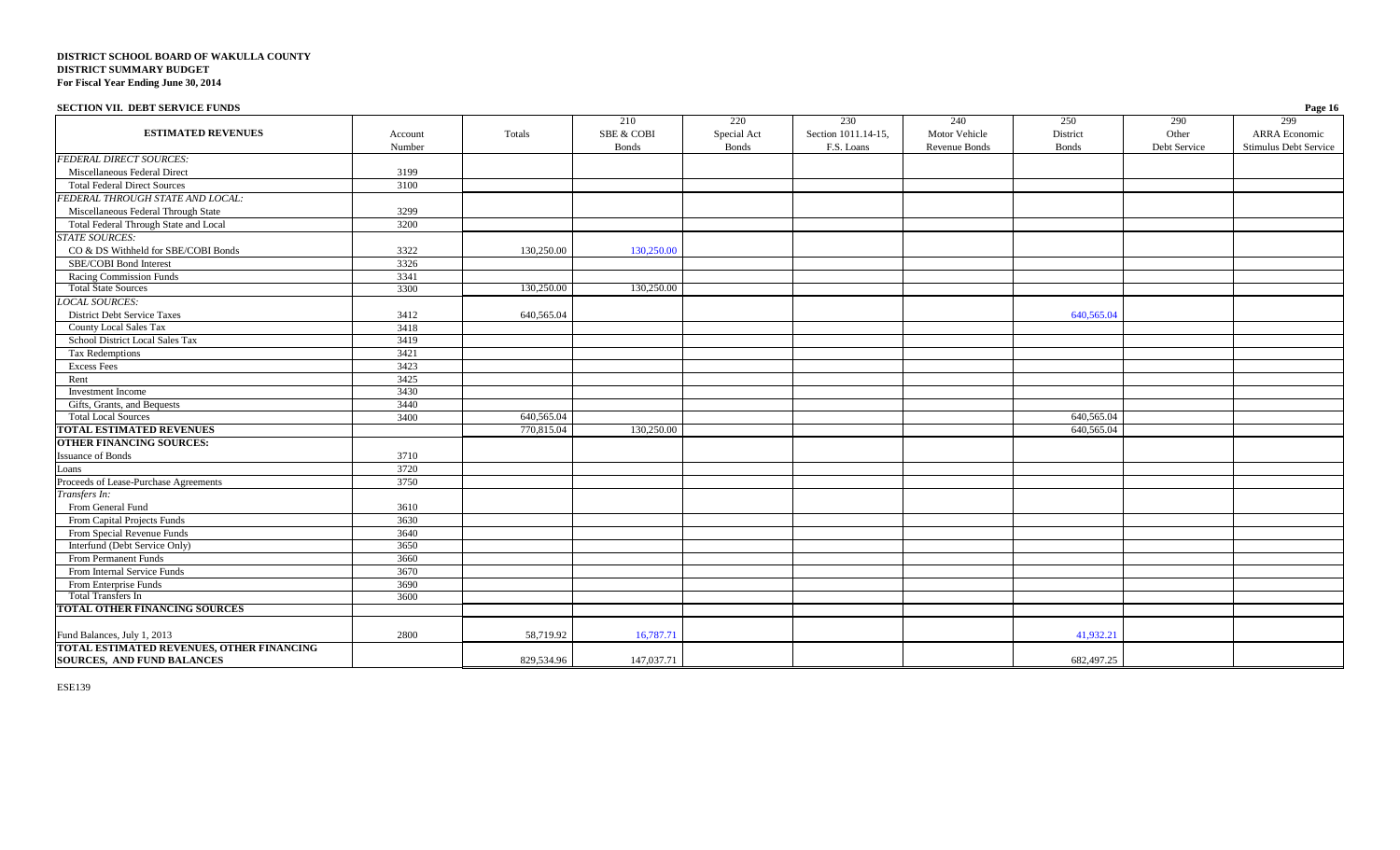**DISTRICT SCHOOL BOARD OF WAKULLA COUNTY**
**DISTRICT SUMMARY BUDGET**
**For Fiscal Year Ending June 30, 2014**

**SECTION VII. DEBT SERVICE FUNDS**

| ESTIMATED REVENUES | Account Number | Totals | 210 SBE & COBI Bonds | 220 Special Act Bonds | 230 Section 1011.14-15, F.S. Loans | 240 Motor Vehicle Revenue Bonds | 250 District Bonds | 290 Other Debt Service | 299 ARRA Economic Stimulus Debt Service |
|---|---|---|---|---|---|---|---|---|---|
| *FEDERAL DIRECT SOURCES:* | | | | | | | | | |
| Miscellaneous Federal Direct | 3199 | | | | | | | | |
| Total Federal Direct Sources | 3100 | | | | | | | | |
| *FEDERAL THROUGH STATE AND LOCAL:* | | | | | | | | | |
| Miscellaneous Federal Through State | 3299 | | | | | | | | |
| Total Federal Through State and Local | 3200 | | | | | | | | |
| *STATE SOURCES:* | | | | | | | | | |
| CO & DS Withheld for SBE/COBI Bonds | 3322 | 130,250.00 | 130,250.00 | | | | | | |
| SBE/COBI Bond Interest | 3326 | | | | | | | | |
| Racing Commission Funds | 3341 | | | | | | | | |
| Total State Sources | 3300 | 130,250.00 | 130,250.00 | | | | | | |
| *LOCAL SOURCES:* | | | | | | | | | |
| District Debt Service Taxes | 3412 | 640,565.04 | | | | | 640,565.04 | | |
| County Local Sales Tax | 3418 | | | | | | | | |
| School District Local Sales Tax | 3419 | | | | | | | | |
| Tax Redemptions | 3421 | | | | | | | | |
| Excess Fees | 3423 | | | | | | | | |
| Rent | 3425 | | | | | | | | |
| Investment Income | 3430 | | | | | | | | |
| Gifts, Grants, and Bequests | 3440 | | | | | | | | |
| Total Local Sources | 3400 | 640,565.04 | | | | | 640,565.04 | | |
| **TOTAL ESTIMATED REVENUES** | | 770,815.04 | 130,250.00 | | | | 640,565.04 | | |
| **OTHER FINANCING SOURCES:** | | | | | | | | | |
| Issuance of Bonds | 3710 | | | | | | | | |
| Loans | 3720 | | | | | | | | |
| Proceeds of Lease-Purchase Agreements | 3750 | | | | | | | | |
| *Transfers In:* | | | | | | | | | |
| From General Fund | 3610 | | | | | | | | |
| From Capital Projects Funds | 3630 | | | | | | | | |
| From Special Revenue Funds | 3640 | | | | | | | | |
| Interfund (Debt Service Only) | 3650 | | | | | | | | |
| From Permanent Funds | 3660 | | | | | | | | |
| From Internal Service Funds | 3670 | | | | | | | | |
| From Enterprise Funds | 3690 | | | | | | | | |
| Total Transfers In | 3600 | | | | | | | | |
| **TOTAL OTHER FINANCING SOURCES** | | | | | | | | | |
| Fund Balances, July 1, 2013 | 2800 | 58,719.92 | 16,787.71 | | | | 41,932.21 | | |
| **TOTAL ESTIMATED REVENUES, OTHER FINANCING SOURCES, AND FUND BALANCES** | | 829,534.96 | 147,037.71 | | | | 682,497.25 | | |

ESE139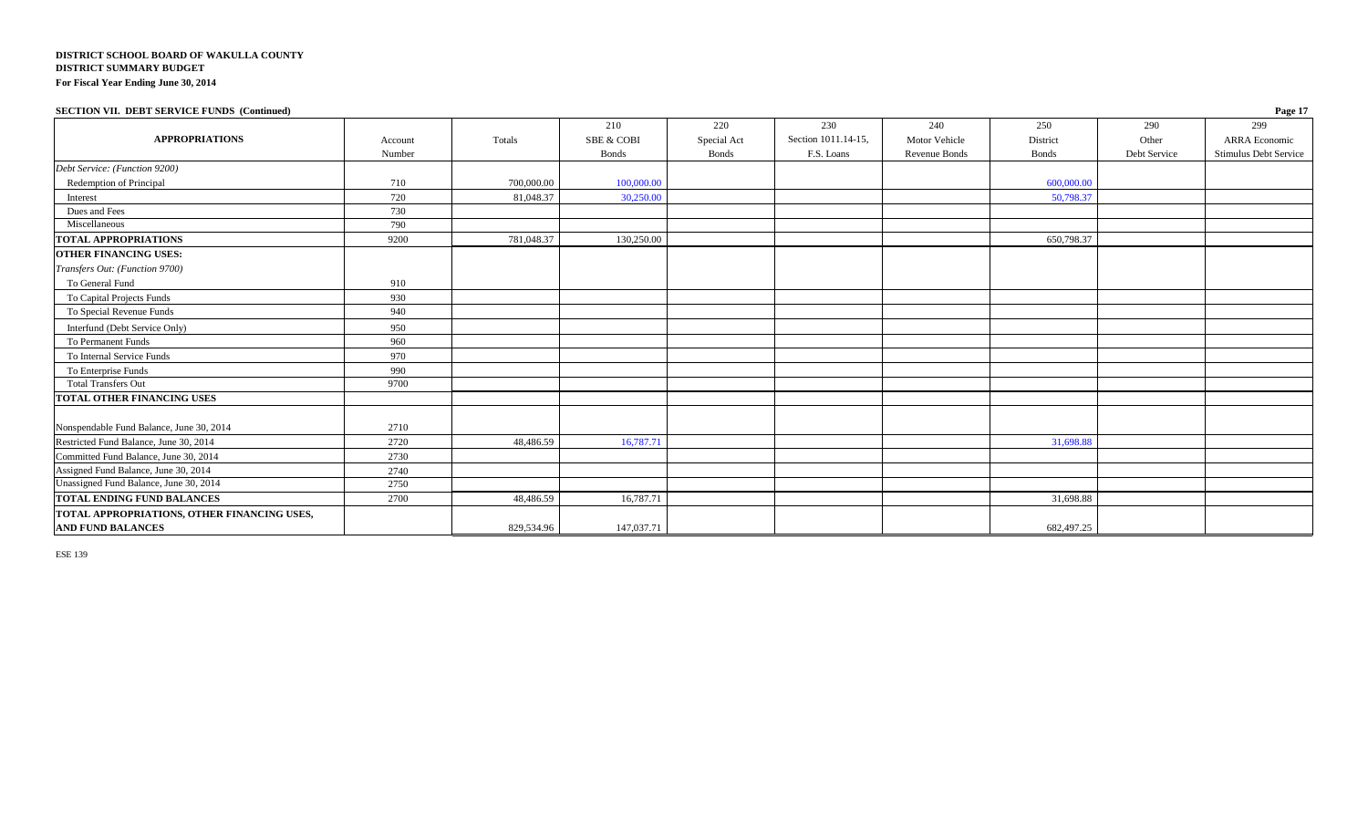**DISTRICT SCHOOL BOARD OF WAKULLA COUNTY**
**DISTRICT SUMMARY BUDGET**
**For Fiscal Year Ending June 30, 2014**

**SECTION VII. DEBT SERVICE FUNDS (Continued)**

| APPROPRIATIONS | Account Number | Totals | 210 SBE & COBI Bonds | 220 Special Act Bonds | 230 Section 1011.14-15, F.S. Loans | 240 Motor Vehicle Revenue Bonds | 250 District Bonds | 290 Other Debt Service | 299 ARRA Economic Stimulus Debt Service |
|---|---|---|---|---|---|---|---|---|---|
| *Debt Service: (Function 9200)* | | | | | | | | | |
| Redemption of Principal | 710 | 700,000.00 | 100,000.00 | | | | 600,000.00 | | |
| Interest | 720 | 81,048.37 | 30,250.00 | | | | 50,798.37 | | |
| Dues and Fees | 730 | | | | | | | | |
| Miscellaneous | 790 | | | | | | | | |
| **TOTAL APPROPRIATIONS** | 9200 | 781,048.37 | 130,250.00 | | | | 650,798.37 | | |
| **OTHER FINANCING USES:** | | | | | | | | | |
| *Transfers Out: (Function 9700)* | | | | | | | | | |
| To General Fund | 910 | | | | | | | | |
| To Capital Projects Funds | 930 | | | | | | | | |
| To Special Revenue Funds | 940 | | | | | | | | |
| Interfund (Debt Service Only) | 950 | | | | | | | | |
| To Permanent Funds | 960 | | | | | | | | |
| To Internal Service Funds | 970 | | | | | | | | |
| To Enterprise Funds | 990 | | | | | | | | |
| Total Transfers Out | 9700 | | | | | | | | |
| **TOTAL OTHER FINANCING USES** | | | | | | | | | |
| Nonspendable Fund Balance, June 30, 2014 | 2710 | | | | | | | | |
| Restricted Fund Balance, June 30, 2014 | 2720 | 48,486.59 | 16,787.71 | | | | 31,698.88 | | |
| Committed Fund Balance, June 30, 2014 | 2730 | | | | | | | | |
| Assigned Fund Balance, June 30, 2014 | 2740 | | | | | | | | |
| Unassigned Fund Balance, June 30, 2014 | 2750 | | | | | | | | |
| **TOTAL ENDING FUND BALANCES** | 2700 | 48,486.59 | 16,787.71 | | | | 31,698.88 | | |
| **TOTAL APPROPRIATIONS, OTHER FINANCING USES, AND FUND BALANCES** | | 829,534.96 | 147,037.71 | | | | 682,497.25 | | |

ESE 139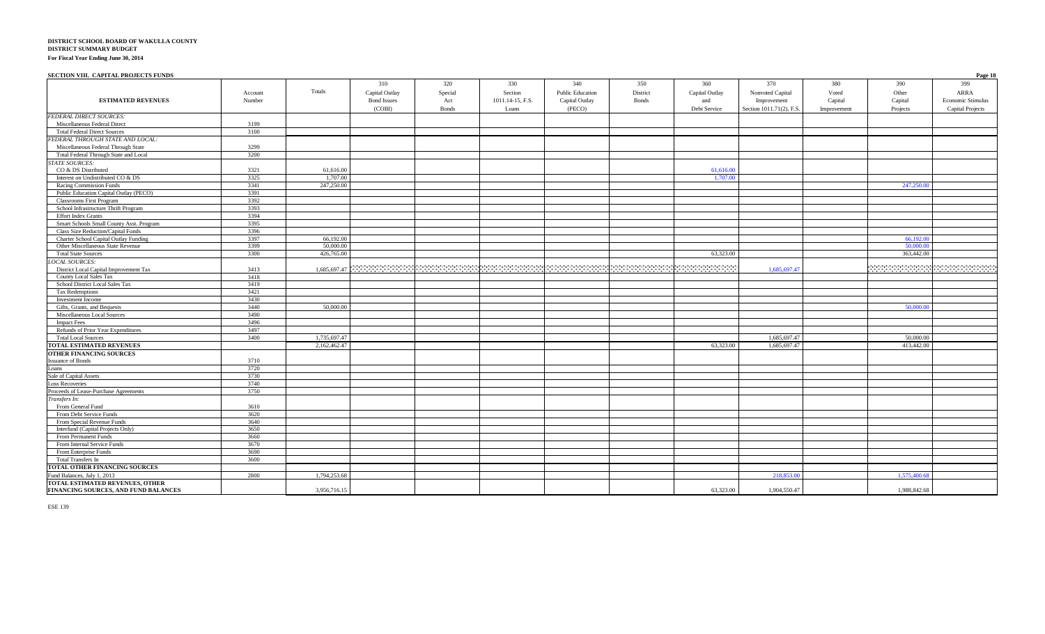**DISTRICT SCHOOL BOARD OF WAKULLA COUNTY**
**DISTRICT SUMMARY BUDGET**
**For Fiscal Year Ending June 30, 2014**

**SECTION VIII. CAPITAL PROJECTS FUNDS**

| ESTIMATED REVENUES | Account Number | Totals | 310 Capital Outlay Bond Issues (COBI) | 320 Special Act Bonds | 330 Section 1011.14-15, F.S. Loans | 340 Public Education Capital Outlay (PECO) | 350 District Bonds | 360 Capital Outlay and Debt Service | 370 Nonvoted Capital Improvement Section 1011.71(2), F.S. | 380 Voted Capital Improvement | 390 Other Capital Projects | 399 ARRA Economic Stimulus Capital Projects |
|---|---|---|---|---|---|---|---|---|---|---|---|---|
| *FEDERAL DIRECT SOURCES:* | | | | | | | | | | | | |
| Miscellaneous Federal Direct | 3199 | | | | | | | | | | | |
| Total Federal Direct Sources | 3100 | | | | | | | | | | | |
| *FEDERAL THROUGH STATE AND LOCAL:* | | | | | | | | | | | | |
| Miscellaneous Federal Through State | 3299 | | | | | | | | | | | |
| Total Federal Through State and Local | 3200 | | | | | | | | | | | |
| *STATE SOURCES:* | | | | | | | | | | | | |
| CO & DS Distributed | 3321 | 61,616.00 | | | | | | 61,616.00 | | | | |
| Interest on Undistributed CO & DS | 3325 | 1,707.00 | | | | | | 1,707.00 | | | | |
| Racing Commission Funds | 3341 | 247,250.00 | | | | | | | | | 247,250.00 | |
| Public Education Capital Outlay (PECO) | 3391 | | | | | | | | | | | |
| Classrooms First Program | 3392 | | | | | | | | | | | |
| School Infrastructure Thrift Program | 3393 | | | | | | | | | | | |
| Effort Index Grants | 3394 | | | | | | | | | | | |
| Smart Schools Small County Asst. Program | 3395 | | | | | | | | | | | |
| Class Size Reduction/Capital Funds | 3396 | | | | | | | | | | | |
| Charter School Capital Outlay Funding | 3397 | 66,192.00 | | | | | | | | | 66,192.00 | |
| Other Miscellaneous State Revenue | 3399 | 50,000.00 | | | | | | | | | 50,000.00 | |
| Total State Sources | 3300 | 426,765.00 | | | | | | 63,323.00 | | | 363,442.00 | |
| *LOCAL SOURCES:* | | | | | | | | | | | | |
| District Local Capital Improvement Tax | 3413 | 1,685,697.47 | | | | | | | 1,685,697.47 | | | |
| County Local Sales Tax | 3418 | | | | | | | | | | | |
| School District Local Sales Tax | 3419 | | | | | | | | | | | |
| Tax Redemptions | 3421 | | | | | | | | | | | |
| Investment Income | 3430 | | | | | | | | | | | |
| Gifts, Grants, and Bequests | 3440 | 50,000.00 | | | | | | | | | 50,000.00 | |
| Miscellaneous Local Sources | 3490 | | | | | | | | | | | |
| Impact Fees | 3496 | | | | | | | | | | | |
| Refunds of Prior Year Expenditures | 3497 | | | | | | | | | | | |
| Total Local Sources | 3400 | 1,735,697.47 | | | | | | | 1,685,697.47 | | 50,000.00 | |
| **TOTAL ESTIMATED REVENUES** | | 2,162,462.47 | | | | | | 63,323.00 | 1,685,697.47 | | 413,442.00 | |
| **OTHER FINANCING SOURCES** | | | | | | | | | | | | |
| Issuance of Bonds | 3710 | | | | | | | | | | | |
| Loans | 3720 | | | | | | | | | | | |
| Sale of Capital Assets | 3730 | | | | | | | | | | | |
| Loss Recoveries | 3740 | | | | | | | | | | | |
| Proceeds of Lease-Purchase Agreements | 3750 | | | | | | | | | | | |
| *Transfers In:* | | | | | | | | | | | | |
| From General Fund | 3610 | | | | | | | | | | | |
| From Debt Service Funds | 3620 | | | | | | | | | | | |
| From Special Revenue Funds | 3640 | | | | | | | | | | | |
| Interfund (Capital Projects Only) | 3650 | | | | | | | | | | | |
| From Permanent Funds | 3660 | | | | | | | | | | | |
| From Internal Service Funds | 3670 | | | | | | | | | | | |
| From Enterprise Funds | 3690 | | | | | | | | | | | |
| Total Transfers In | 3600 | | | | | | | | | | | |
| **TOTAL OTHER FINANCING SOURCES** | | | | | | | | | | | | |
| Fund Balances, July 1, 2013 | 2800 | 1,794,253.68 | | | | | | | 218,853.00 | | 1,575,400.68 | |
| **TOTAL ESTIMATED REVENUES, OTHER FINANCING SOURCES, AND FUND BALANCES** | | 3,956,716.15 | | | | | | 63,323.00 | 1,904,550.47 | | 1,988,842.68 | |

ESE 139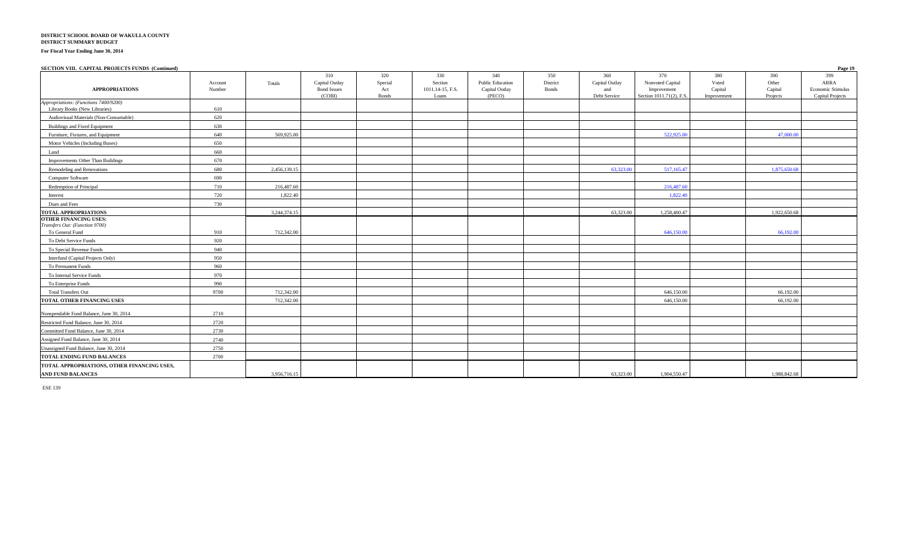**DISTRICT SCHOOL BOARD OF WAKULLA COUNTY**
**DISTRICT SUMMARY BUDGET**

**For Fiscal Year Ending June 30, 2014**

**SECTION VIII. CAPITAL PROJECTS FUNDS (Continued)**

| APPROPRIATIONS | Account Number | Totals | 310 Capital Outlay Bond Issues (COBI) | 320 Special Act Bonds | 330 Section 1011.14-15, F.S. Loans | 340 Public Education Capital Outlay (PECO) | 350 District Bonds | 360 Capital Outlay and Debt Service | 370 Nonvoted Capital Improvement Section 1011.71(2), F.S. | 380 Voted Capital Improvement | 390 Other Capital Projects | 399 ARRA Economic Stimulus Capital Projects |
|---|---|---|---|---|---|---|---|---|---|---|---|---|
| *Appropriations: (Functions 7400/9200)* | | | | | | | | | | | | |
| Library Books (New Libraries) | 610 | | | | | | | | | | | |
| Audiovisual Materials (Non-Consumable) | 620 | | | | | | | | | | | |
| Buildings and Fixed Equipment | 630 | | | | | | | | | | | |
| Furniture, Fixtures, and Equipment | 640 | 569,925.00 | | | | | | | 522,925.00 | | 47,000.00 | |
| Motor Vehicles (Including Buses) | 650 | | | | | | | | | | | |
| Land | 660 | | | | | | | | | | | |
| Improvements Other Than Buildings | 670 | | | | | | | | | | | |
| Remodeling and Renovations | 680 | 2,456,139.15 | | | | | | 63,323.00 | 517,165.47 | | 1,875,650.68 | |
| Computer Software | 690 | | | | | | | | | | | |
| Redemption of Principal | 710 | 216,487.60 | | | | | | | 216,487.60 | | | |
| Interest | 720 | 1,822.40 | | | | | | | 1,822.40 | | | |
| Dues and Fees | 730 | | | | | | | | | | | |
| **TOTAL APPROPRIATIONS** | | 3,244,374.15 | | | | | | 63,323.00 | 1,258,400.47 | | 1,922,650.68 | |
| **OTHER FINANCING USES:** *Transfers Out: (Function 9700)* | | | | | | | | | | | | |
| To General Fund | 910 | 712,342.00 | | | | | | | 646,150.00 | | 66,192.00 | |
| To Debt Service Funds | 920 | | | | | | | | | | | |
| To Special Revenue Funds | 940 | | | | | | | | | | | |
| Interfund (Capital Projects Only) | 950 | | | | | | | | | | | |
| To Permanent Funds | 960 | | | | | | | | | | | |
| To Internal Service Funds | 970 | | | | | | | | | | | |
| To Enterprise Funds | 990 | | | | | | | | | | | |
| Total Transfers Out | 9700 | 712,342.00 | | | | | | | 646,150.00 | | 66,192.00 | |
| **TOTAL OTHER FINANCING USES** | | 712,342.00 | | | | | | | 646,150.00 | | 66,192.00 | |
| Nonspendable Fund Balance, June 30, 2014 | 2710 | | | | | | | | | | | |
| Restricted Fund Balance, June 30, 2014 | 2720 | | | | | | | | | | | |
| Committed Fund Balance, June 30, 2014 | 2730 | | | | | | | | | | | |
| Assigned Fund Balance, June 30, 2014 | 2740 | | | | | | | | | | | |
| Unassigned Fund Balance, June 30, 2014 | 2750 | | | | | | | | | | | |
| **TOTAL ENDING FUND BALANCES** | 2700 | | | | | | | | | | | |
| **TOTAL APPROPRIATIONS, OTHER FINANCING USES, AND FUND BALANCES** | | 3,956,716.15 | | | | | | 63,323.00 | 1,904,550.47 | | 1,988,842.68 | |

ESE 139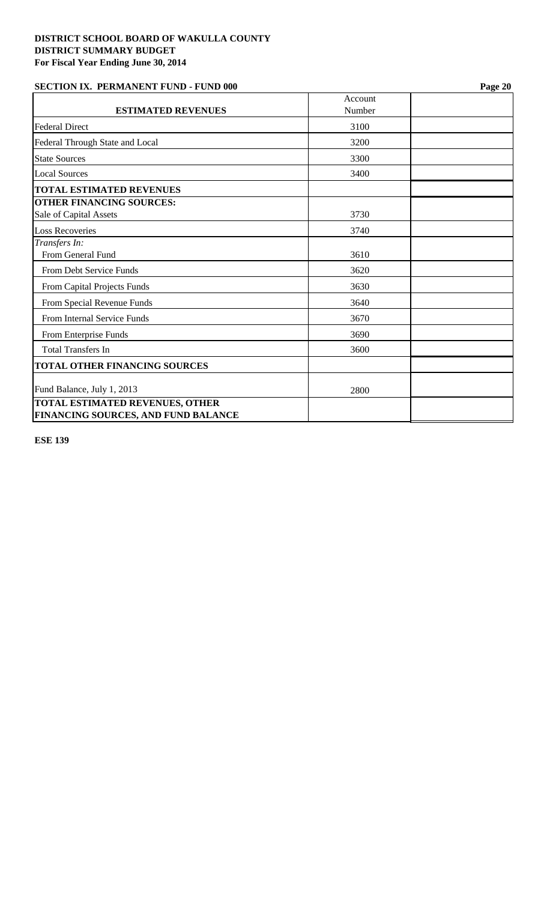**DISTRICT SCHOOL BOARD OF WAKULLA COUNTY**
**DISTRICT SUMMARY BUDGET**
**For Fiscal Year Ending June 30, 2014**

**SECTION IX. PERMANENT FUND - FUND 000**

| **ESTIMATED REVENUES** | Account Number | |
|---|---|---|
| Federal Direct | 3100 | |
| Federal Through State and Local | 3200 | |
| State Sources | 3300 | |
| Local Sources | 3400 | |
| **TOTAL ESTIMATED REVENUES** | | |
| **OTHER FINANCING SOURCES:** | | |
| Sale of Capital Assets | 3730 | |
| Loss Recoveries | 3740 | |
| *Transfers In:* | | |
| From General Fund | 3610 | |
| From Debt Service Funds | 3620 | |
| From Capital Projects Funds | 3630 | |
| From Special Revenue Funds | 3640 | |
| From Internal Service Funds | 3670 | |
| From Enterprise Funds | 3690 | |
| Total Transfers In | 3600 | |
| **TOTAL OTHER FINANCING SOURCES** | | |
| Fund Balance, July 1, 2013 | 2800 | |
| **TOTAL ESTIMATED REVENUES, OTHER FINANCING SOURCES, AND FUND BALANCE** | | |

**ESE 139**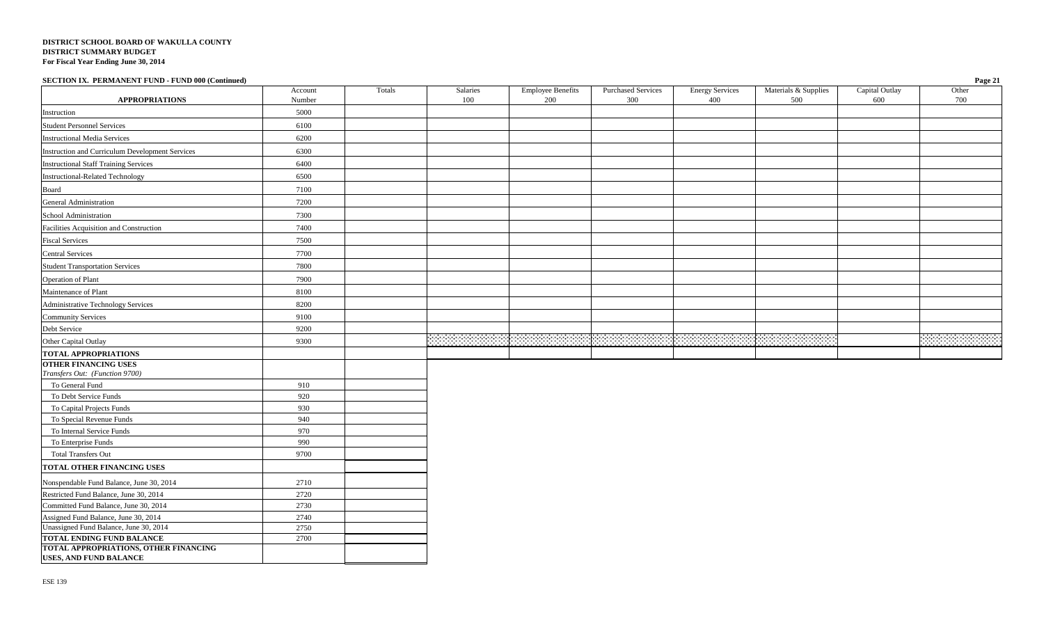**DISTRICT SCHOOL BOARD OF WAKULLA COUNTY**
**DISTRICT SUMMARY BUDGET**
**For Fiscal Year Ending June 30, 2014**

**SECTION IX. PERMANENT FUND - FUND 000 (Continued)**

| APPROPRIATIONS | Account Number | Totals | Salaries 100 | Employee Benefits 200 | Purchased Services 300 | Energy Services 400 | Materials & Supplies 500 | Capital Outlay 600 | Other 700 |
|---|---|---|---|---|---|---|---|---|---|
| Instruction | 5000 | | | | | | | | |
| Student Personnel Services | 6100 | | | | | | | | |
| Instructional Media Services | 6200 | | | | | | | | |
| Instruction and Curriculum Development Services | 6300 | | | | | | | | |
| Instructional Staff Training Services | 6400 | | | | | | | | |
| Instructional-Related Technology | 6500 | | | | | | | | |
| Board | 7100 | | | | | | | | |
| General Administration | 7200 | | | | | | | | |
| School Administration | 7300 | | | | | | | | |
| Facilities Acquisition and Construction | 7400 | | | | | | | | |
| Fiscal Services | 7500 | | | | | | | | |
| Central Services | 7700 | | | | | | | | |
| Student Transportation Services | 7800 | | | | | | | | |
| Operation of Plant | 7900 | | | | | | | | |
| Maintenance of Plant | 8100 | | | | | | | | |
| Administrative Technology Services | 8200 | | | | | | | | |
| Community Services | 9100 | | | | | | | | |
| Debt Service | 9200 | | | | | | | | |
| Other Capital Outlay | 9300 | | | | | | | | |
| **TOTAL APPROPRIATIONS** | | | | | | | | | |

| | Account Number | Totals |
|---|---|---|
| **OTHER FINANCING USES** *Transfers Out: (Function 9700)* | | |
| To General Fund | 910 | |
| To Debt Service Funds | 920 | |
| To Capital Projects Funds | 930 | |
| To Special Revenue Funds | 940 | |
| To Internal Service Funds | 970 | |
| To Enterprise Funds | 990 | |
| Total Transfers Out | 9700 | |
| **TOTAL OTHER FINANCING USES** | | |
| Nonspendable Fund Balance, June 30, 2014 | 2710 | |
| Restricted Fund Balance, June 30, 2014 | 2720 | |
| Committed Fund Balance, June 30, 2014 | 2730 | |
| Assigned Fund Balance, June 30, 2014 | 2740 | |
| Unassigned Fund Balance, June 30, 2014 | 2750 | |
| **TOTAL ENDING FUND BALANCE** | 2700 | |
| **TOTAL APPROPRIATIONS, OTHER FINANCING USES, AND FUND BALANCE** | | |

ESE 139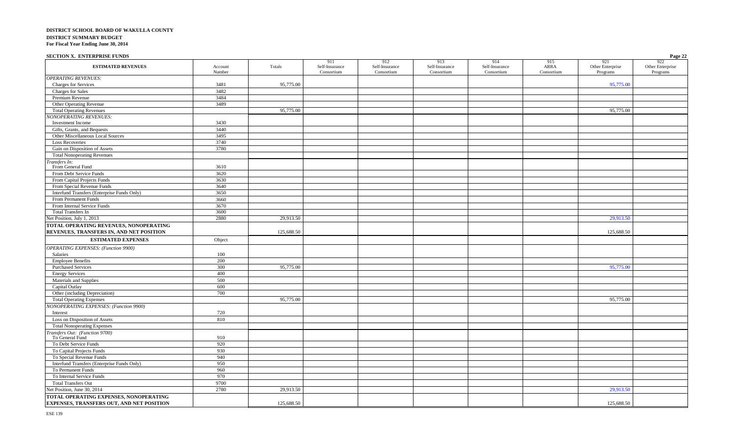**DISTRICT SCHOOL BOARD OF WAKULLA COUNTY**
**DISTRICT SUMMARY BUDGET**
**For Fiscal Year Ending June 30, 2014**

**SECTION X. ENTERPRISE FUNDS**

| ESTIMATED REVENUES | Account Number | Totals | 911 Self-Insurance Consortium | 912 Self-Insurance Consortium | 913 Self-Insurance Consortium | 914 Self-Insurance Consortium | 915 ARRA Consortium | 921 Other Enterprise Programs | 922 Other Enterprise Programs |
|---|---|---|---|---|---|---|---|---|---|
| *OPERATING REVENUES:* | | | | | | | | | |
| Charges for Services | 3481 | 95,775.00 | | | | | | 95,775.00 | |
| Charges for Sales | 3482 | | | | | | | | |
| Premium Revenue | 3484 | | | | | | | | |
| Other Operating Revenue | 3489 | | | | | | | | |
| Total Operating Revenues | | 95,775.00 | | | | | | 95,775.00 | |
| *NONOPERATING REVENUES:* | | | | | | | | | |
| Investment Income | 3430 | | | | | | | | |
| Gifts, Grants, and Bequests | 3440 | | | | | | | | |
| Other Miscellaneous Local Sources | 3495 | | | | | | | | |
| Loss Recoveries | 3740 | | | | | | | | |
| Gain on Disposition of Assets | 3780 | | | | | | | | |
| Total Nonoperating Revenues | | | | | | | | | |
| *Transfers In:* From General Fund | 3610 | | | | | | | | |
| From Debt Service Funds | 3620 | | | | | | | | |
| From Capital Projects Funds | 3630 | | | | | | | | |
| From Special Revenue Funds | 3640 | | | | | | | | |
| Interfund Transfers (Enterprise Funds Only) | 3650 | | | | | | | | |
| From Permanent Funds | 3660 | | | | | | | | |
| From Internal Service Funds | 3670 | | | | | | | | |
| Total Transfers In | 3600 | | | | | | | | |
| Net Position, July 1, 2013 | 2880 | 29,913.50 | | | | | | 29,913.50 | |
| **TOTAL OPERATING REVENUES, NONOPERATING REVENUES, TRANSFERS IN, AND NET POSITION** | | 125,688.50 | | | | | | 125,688.50 | |
| **ESTIMATED EXPENSES** | Object | | | | | | | | |
| *OPERATING EXPENSES: (Function 9900)* | | | | | | | | | |
| Salaries | 100 | | | | | | | | |
| Employee Benefits | 200 | | | | | | | | |
| Purchased Services | 300 | 95,775.00 | | | | | | 95,775.00 | |
| Energy Services | 400 | | | | | | | | |
| Materials and Supplies | 500 | | | | | | | | |
| Capital Outlay | 600 | | | | | | | | |
| Other (including Depreciation) | 700 | | | | | | | | |
| Total Operating Expenses | | 95,775.00 | | | | | | 95,775.00 | |
| *NONOPERATING EXPENSES: (Function 9900)* | | | | | | | | | |
| Interest | 720 | | | | | | | | |
| Loss on Disposition of Assets | 810 | | | | | | | | |
| Total Nonoperating Expenses | | | | | | | | | |
| *Transfers Out: (Function 9700)* To General Fund | 910 | | | | | | | | |
| To Debt Service Funds | 920 | | | | | | | | |
| To Capital Projects Funds | 930 | | | | | | | | |
| To Special Revenue Funds | 940 | | | | | | | | |
| Interfund Transfers (Enterprise Funds Only) | 950 | | | | | | | | |
| To Permanent Funds | 960 | | | | | | | | |
| To Internal Service Funds | 970 | | | | | | | | |
| Total Transfers Out | 9700 | | | | | | | | |
| Net Position, June 30, 2014 | 2780 | 29,913.50 | | | | | | 29,913.50 | |
| **TOTAL OPERATING EXPENSES, NONOPERATING EXPENSES, TRANSFERS OUT, AND NET POSITION** | | 125,688.50 | | | | | | 125,688.50 | |

ESE 139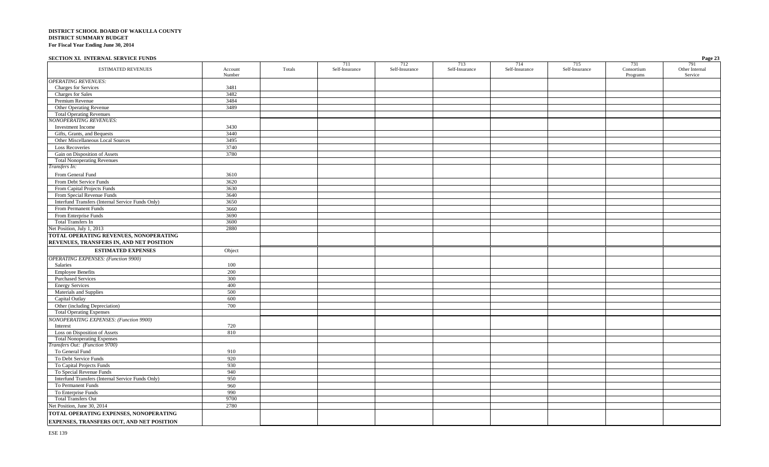**DISTRICT SCHOOL BOARD OF WAKULLA COUNTY**
**DISTRICT SUMMARY BUDGET**
**For Fiscal Year Ending June 30, 2014**

**SECTION XI. INTERNAL SERVICE FUNDS**

| ESTIMATED REVENUES | Account Number | Totals | 711 Self-Insurance | 712 Self-Insurance | 713 Self-Insurance | 714 Self-Insurance | 715 Self-Insurance | 731 Consortium Programs | 791 Other Internal Service |
|---|---|---|---|---|---|---|---|---|---|
| *OPERATING REVENUES:* | | | | | | | | | |
| Charges for Services | 3481 | | | | | | | | |
| Charges for Sales | 3482 | | | | | | | | |
| Premium Revenue | 3484 | | | | | | | | |
| Other Operating Revenue | 3489 | | | | | | | | |
| Total Operating Revenues | | | | | | | | | |
| *NONOPERATING REVENUES:* | | | | | | | | | |
| Investment Income | 3430 | | | | | | | | |
| Gifts, Grants, and Bequests | 3440 | | | | | | | | |
| Other Miscellaneous Local Sources | 3495 | | | | | | | | |
| Loss Recoveries | 3740 | | | | | | | | |
| Gain on Disposition of Assets | 3780 | | | | | | | | |
| Total Nonoperating Revenues | | | | | | | | | |
| *Transfers In:* | | | | | | | | | |
| From General Fund | 3610 | | | | | | | | |
| From Debt Service Funds | 3620 | | | | | | | | |
| From Capital Projects Funds | 3630 | | | | | | | | |
| From Special Revenue Funds | 3640 | | | | | | | | |
| Interfund Transfers (Internal Service Funds Only) | 3650 | | | | | | | | |
| From Permanent Funds | 3660 | | | | | | | | |
| From Enterprise Funds | 3690 | | | | | | | | |
| Total Transfers In | 3600 | | | | | | | | |
| Net Position, July 1, 2013 | 2880 | | | | | | | | |
| **TOTAL OPERATING REVENUES, NONOPERATING REVENUES, TRANSFERS IN, AND NET POSITION** | | | | | | | | | |
| **ESTIMATED EXPENSES** | Object | | | | | | | | |
| *OPERATING EXPENSES: (Function 9900)* | | | | | | | | | |
| Salaries | 100 | | | | | | | | |
| Employee Benefits | 200 | | | | | | | | |
| Purchased Services | 300 | | | | | | | | |
| Energy Services | 400 | | | | | | | | |
| Materials and Supplies | 500 | | | | | | | | |
| Capital Outlay | 600 | | | | | | | | |
| Other (including Depreciation) | 700 | | | | | | | | |
| Total Operating Expenses | | | | | | | | | |
| *NONOPERATING EXPENSES: (Function 9900)* | | | | | | | | | |
| Interest | 720 | | | | | | | | |
| Loss on Disposition of Assets | 810 | | | | | | | | |
| Total Nonoperating Expenses | | | | | | | | | |
| *Transfers Out: (Function 9700)* | | | | | | | | | |
| To General Fund | 910 | | | | | | | | |
| To Debt Service Funds | 920 | | | | | | | | |
| To Capital Projects Funds | 930 | | | | | | | | |
| To Special Revenue Funds | 940 | | | | | | | | |
| Interfund Transfers (Internal Service Funds Only) | 950 | | | | | | | | |
| To Permanent Funds | 960 | | | | | | | | |
| To Enterprise Funds | 990 | | | | | | | | |
| Total Transfers Out | 9700 | | | | | | | | |
| Net Position, June 30, 2014 | 2780 | | | | | | | | |
| **TOTAL OPERATING EXPENSES, NONOPERATING EXPENSES, TRANSFERS OUT, AND NET POSITION** | | | | | | | | | |

ESE 139